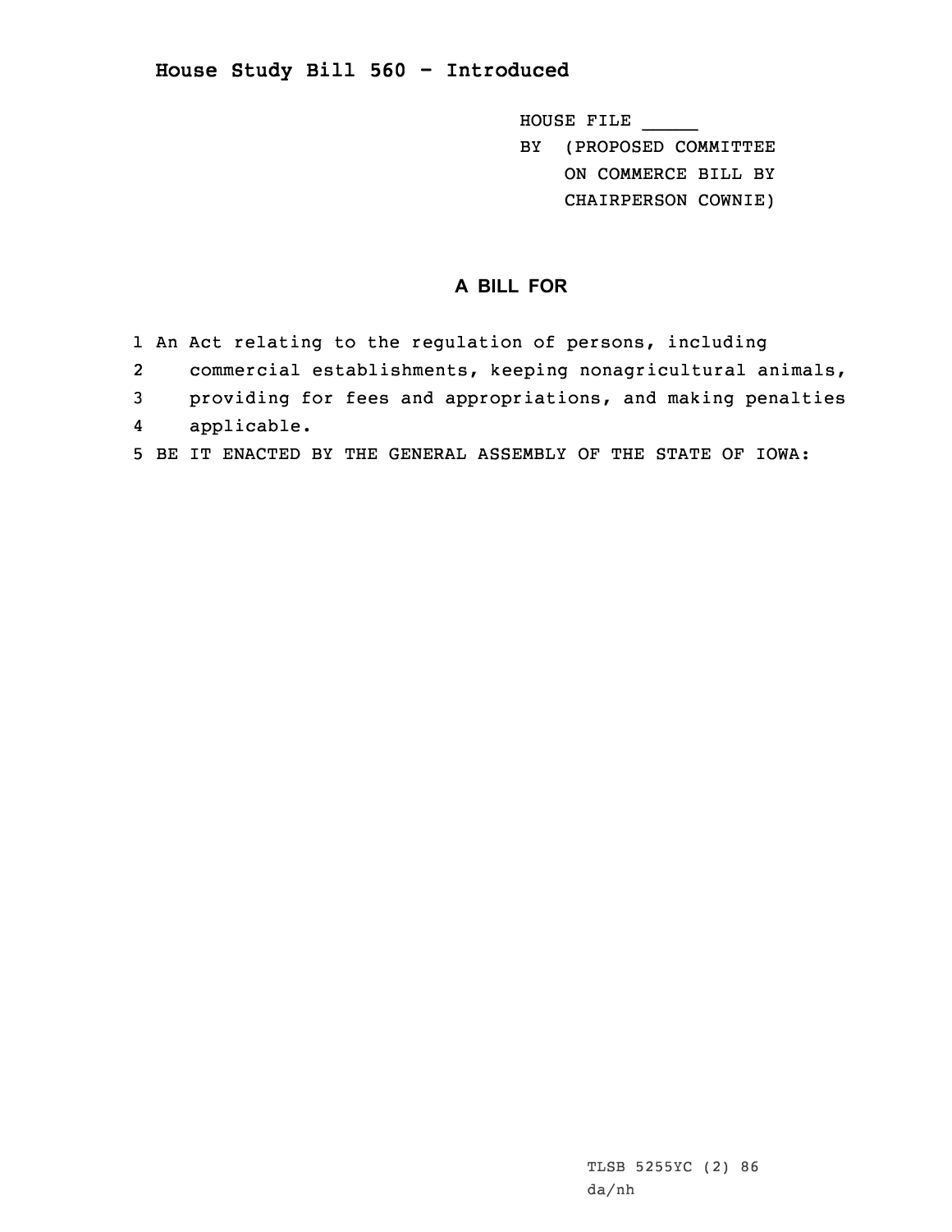# House Study Bill 560 - Introduced

HOUSE FILE _____
BY (PROPOSED COMMITTEE ON COMMERCE BILL BY CHAIRPERSON COWNIE)

## A BILL FOR

1 An Act relating to the regulation of persons, including
2 commercial establishments, keeping nonagricultural animals,
3 providing for fees and appropriations, and making penalties
4 applicable.
5 BE IT ENACTED BY THE GENERAL ASSEMBLY OF THE STATE OF IOWA:

TLSB 5255YC (2) 86
da/nh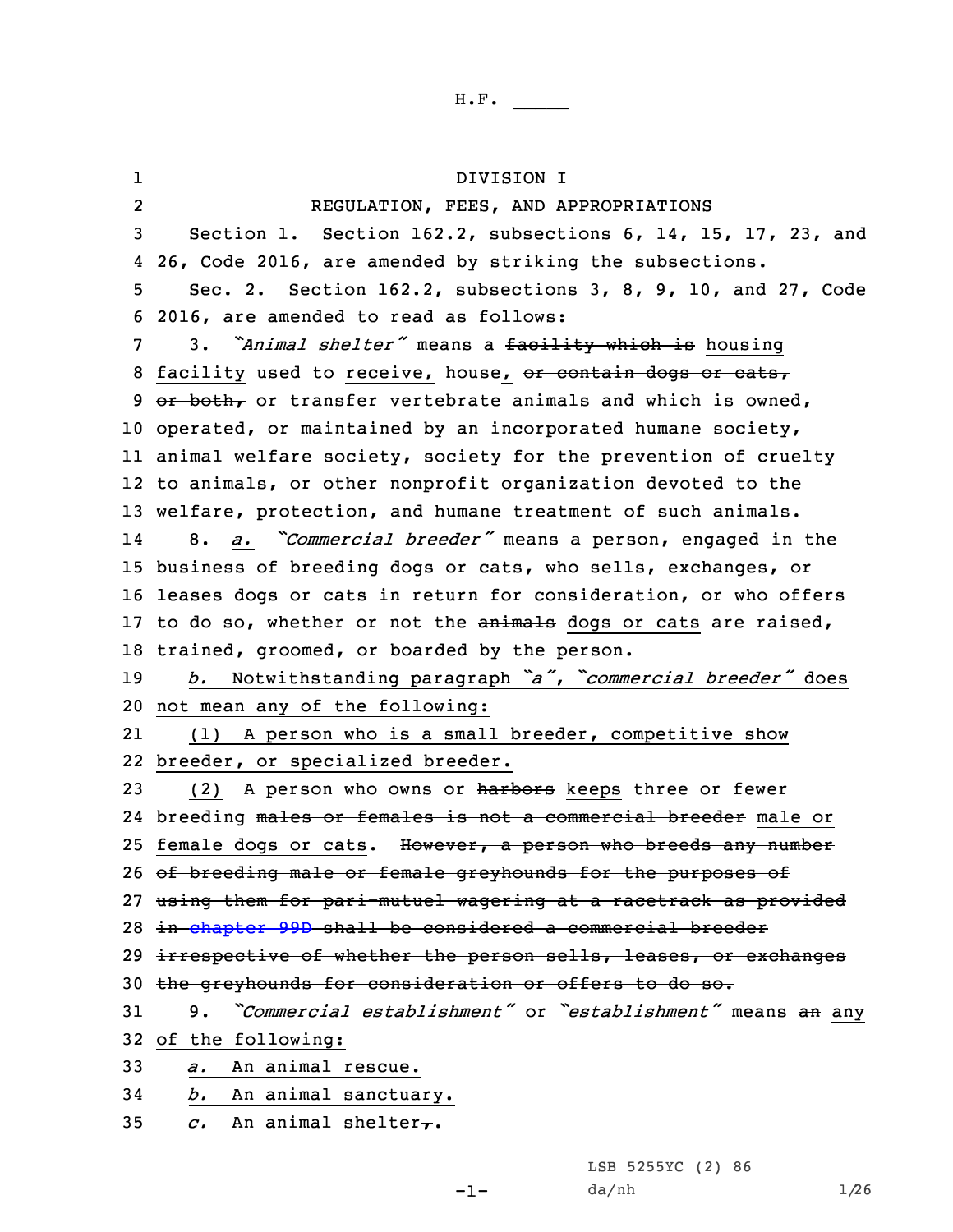H.F. _____

DIVISION I

REGULATION, FEES, AND APPROPRIATIONS

Section 1. Section 162.2, subsections 6, 14, 15, 17, 23, and 26, Code 2016, are amended by striking the subsections.

Sec. 2. Section 162.2, subsections 3, 8, 9, 10, and 27, Code 2016, are amended to read as follows:

3. *"Animal shelter"* means a ~~facility which is~~ housing facility used to receive, house, ~~or contain dogs or cats, or both,~~ or transfer vertebrate animals and which is owned, operated, or maintained by an incorporated humane society, animal welfare society, society for the prevention of cruelty to animals, or other nonprofit organization devoted to the welfare, protection, and humane treatment of such animals.

8. *a.* *"Commercial breeder"* means a person~~,~~ engaged in the business of breeding dogs or cats~~,~~ who sells, exchanges, or leases dogs or cats in return for consideration, or who offers to do so, whether or not the ~~animals~~ dogs or cats are raised, trained, groomed, or boarded by the person.

*b.* Notwithstanding paragraph *"a"*, *"commercial breeder"* does not mean any of the following:

(1) A person who is a small breeder, competitive show breeder, or specialized breeder.

(2) A person who owns or ~~harbors~~ keeps three or fewer breeding ~~males or females is not a commercial breeder~~ male or female dogs or cats. ~~However, a person who breeds any number of breeding male or female greyhounds for the purposes of using them for pari-mutuel wagering at a racetrack as provided in chapter 99D shall be considered a commercial breeder irrespective of whether the person sells, leases, or exchanges the greyhounds for consideration or offers to do so.~~

9. *"Commercial establishment"* or *"establishment"* means ~~an~~ any of the following:

*a.* An animal rescue.

*b.* An animal sanctuary.

*c.* An animal shelter~~,~~.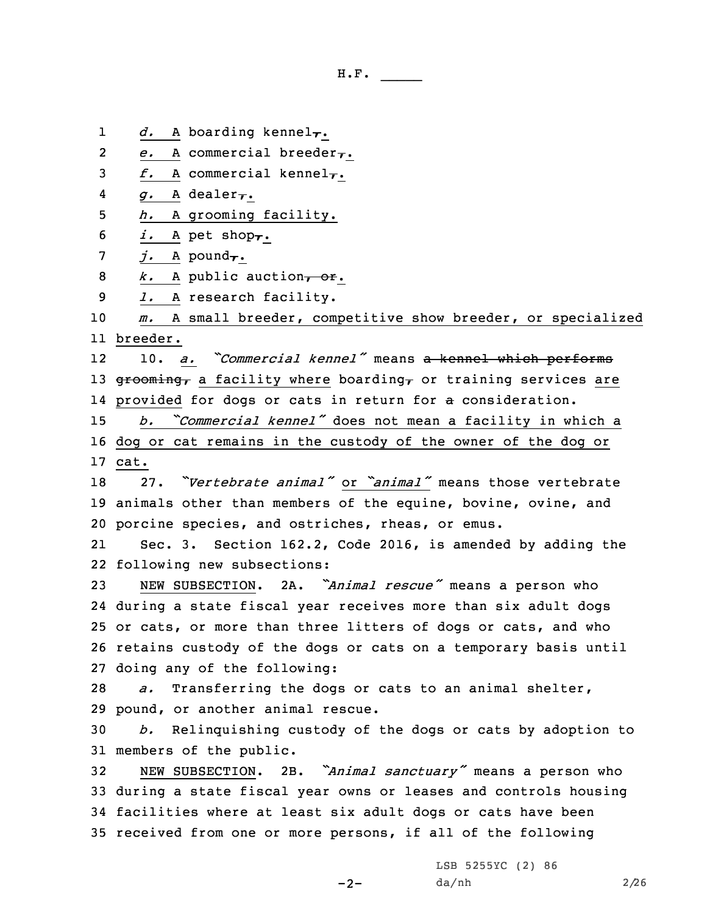*d.* A boarding kennel~~,~~.

*e.* A commercial breeder~~,~~.

*f.* A commercial kennel~~,~~.

*g.* A dealer~~,~~.

*h.* A grooming facility.

*i.* A pet shop~~,~~.

*j.* A pound~~,~~.

*k.* A public auction~~, or~~.

*l.* A research facility.

*m.* A small breeder, competitive show breeder, or specialized breeder.

10. *a.* *"Commercial kennel"* means ~~a kennel which performs grooming,~~ a facility where boarding~~,~~ or training services are provided for dogs or cats in return for ~~a~~ consideration.

*b.* *"Commercial kennel"* does not mean a facility in which a dog or cat remains in the custody of the owner of the dog or cat.

27. *"Vertebrate animal"* or *"animal"* means those vertebrate animals other than members of the equine, bovine, ovine, and porcine species, and ostriches, rheas, or emus.

Sec. 3. Section 162.2, Code 2016, is amended by adding the following new subsections:

NEW SUBSECTION. 2A. *"Animal rescue"* means a person who during a state fiscal year receives more than six adult dogs or cats, or more than three litters of dogs or cats, and who retains custody of the dogs or cats on a temporary basis until doing any of the following:

*a.* Transferring the dogs or cats to an animal shelter, pound, or another animal rescue.

*b.* Relinquishing custody of the dogs or cats by adoption to members of the public.

NEW SUBSECTION. 2B. *"Animal sanctuary"* means a person who during a state fiscal year owns or leases and controls housing facilities where at least six adult dogs or cats have been received from one or more persons, if all of the following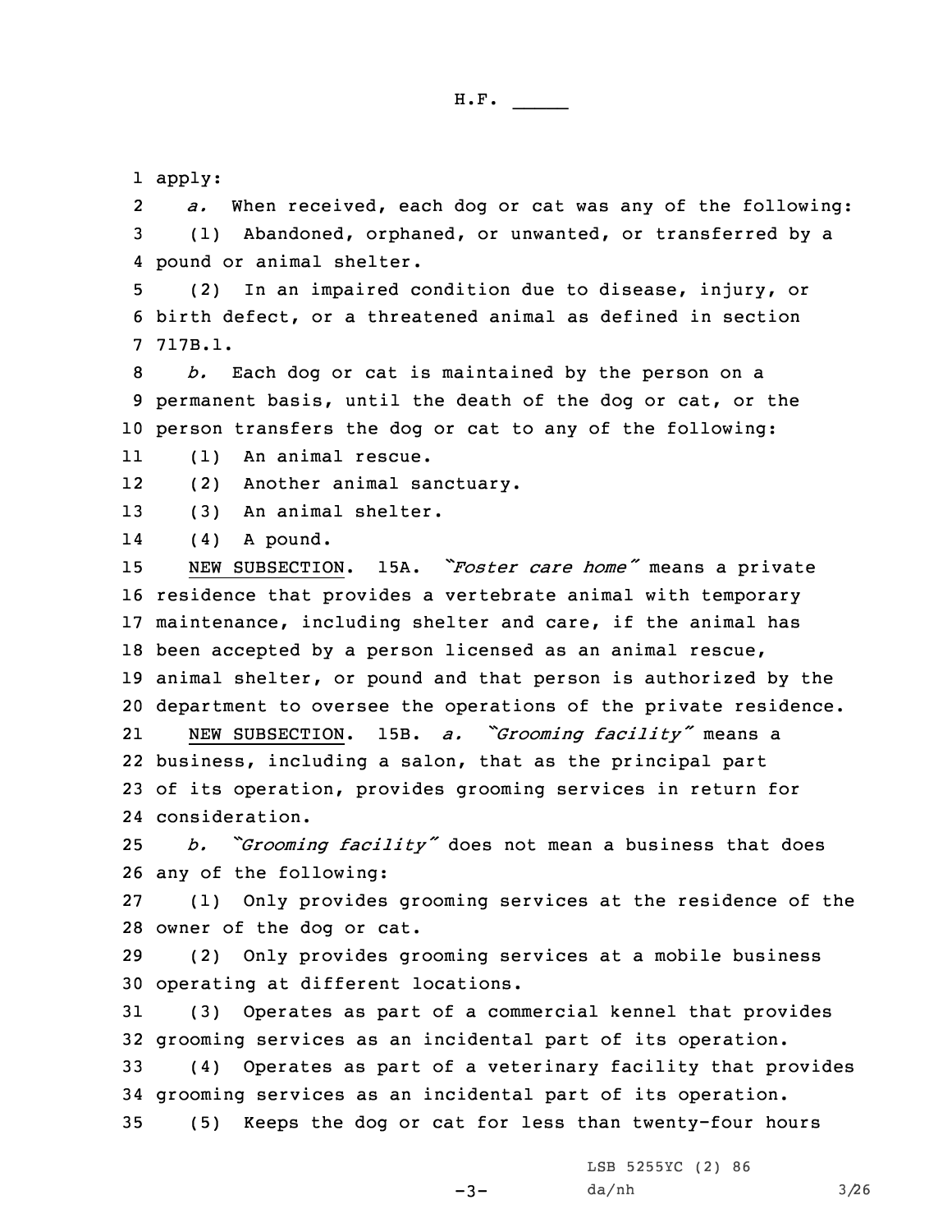apply:

*a.* When received, each dog or cat was any of the following:

(1) Abandoned, orphaned, or unwanted, or transferred by a pound or animal shelter.

(2) In an impaired condition due to disease, injury, or birth defect, or a threatened animal as defined in section 717B.1.

*b.* Each dog or cat is maintained by the person on a permanent basis, until the death of the dog or cat, or the person transfers the dog or cat to any of the following:

(1) An animal rescue.

(2) Another animal sanctuary.

(3) An animal shelter.

(4) A pound.

NEW SUBSECTION. 15A. *"Foster care home"* means a private residence that provides a vertebrate animal with temporary maintenance, including shelter and care, if the animal has been accepted by a person licensed as an animal rescue, animal shelter, or pound and that person is authorized by the department to oversee the operations of the private residence.

NEW SUBSECTION. 15B. *a. "Grooming facility"* means a business, including a salon, that as the principal part of its operation, provides grooming services in return for consideration.

*b. "Grooming facility"* does not mean a business that does any of the following:

(1) Only provides grooming services at the residence of the owner of the dog or cat.

(2) Only provides grooming services at a mobile business operating at different locations.

(3) Operates as part of a commercial kennel that provides grooming services as an incidental part of its operation.

(4) Operates as part of a veterinary facility that provides grooming services as an incidental part of its operation.

(5) Keeps the dog or cat for less than twenty-four hours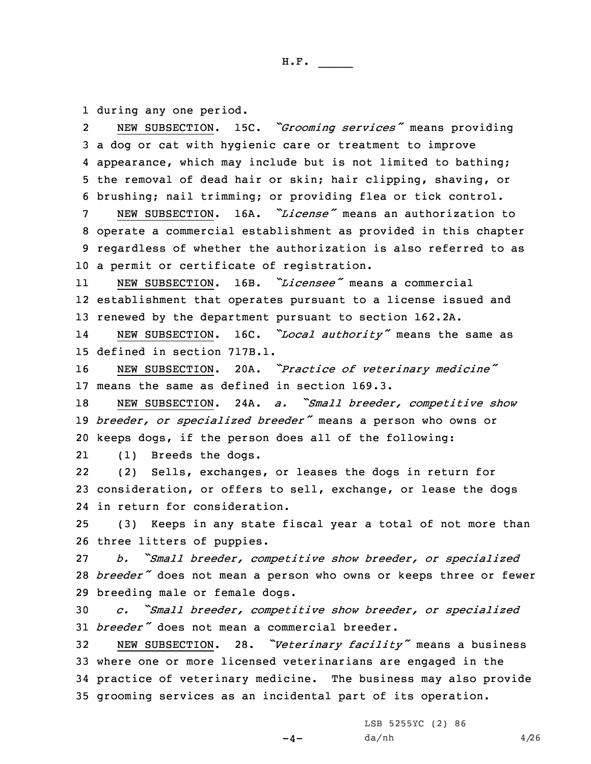during any one period.

NEW SUBSECTION. 15C. *"Grooming services"* means providing a dog or cat with hygienic care or treatment to improve appearance, which may include but is not limited to bathing; the removal of dead hair or skin; hair clipping, shaving, or brushing; nail trimming; or providing flea or tick control.

NEW SUBSECTION. 16A. *"License"* means an authorization to operate a commercial establishment as provided in this chapter regardless of whether the authorization is also referred to as a permit or certificate of registration.

NEW SUBSECTION. 16B. *"Licensee"* means a commercial establishment that operates pursuant to a license issued and renewed by the department pursuant to section 162.2A.

NEW SUBSECTION. 16C. *"Local authority"* means the same as defined in section 717B.1.

NEW SUBSECTION. 20A. *"Practice of veterinary medicine"* means the same as defined in section 169.3.

NEW SUBSECTION. 24A. *a. "Small breeder, competitive show breeder, or specialized breeder"* means a person who owns or keeps dogs, if the person does all of the following:

(1) Breeds the dogs.

(2) Sells, exchanges, or leases the dogs in return for consideration, or offers to sell, exchange, or lease the dogs in return for consideration.

(3) Keeps in any state fiscal year a total of not more than three litters of puppies.

*b. "Small breeder, competitive show breeder, or specialized breeder"* does not mean a person who owns or keeps three or fewer breeding male or female dogs.

*c. "Small breeder, competitive show breeder, or specialized breeder"* does not mean a commercial breeder.

NEW SUBSECTION. 28. *"Veterinary facility"* means a business where one or more licensed veterinarians are engaged in the practice of veterinary medicine. The business may also provide grooming services as an incidental part of its operation.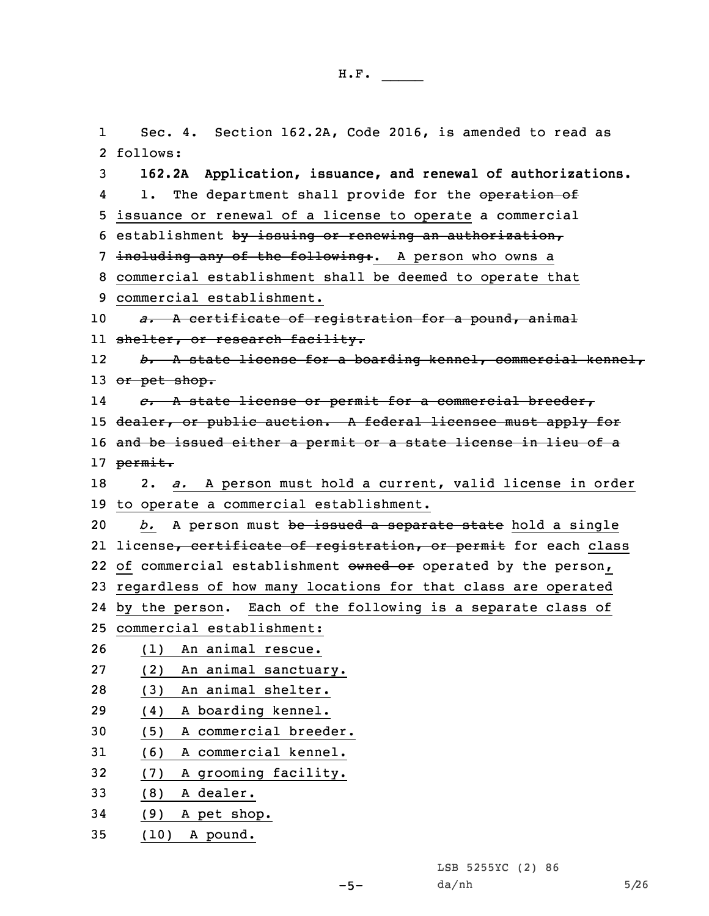Sec. 4. Section 162.2A, Code 2016, is amended to read as follows:

**162.2A Application, issuance, and renewal of authorizations.**

1. The department shall provide for the ~~operation of~~ issuance or renewal of a license to operate a commercial establishment ~~by issuing or renewing an authorization, including any of the following:~~. A person who owns a commercial establishment shall be deemed to operate that commercial establishment.

~~*a.* A certificate of registration for a pound, animal shelter, or research facility.~~

~~*b.* A state license for a boarding kennel, commercial kennel, or pet shop.~~

~~*c.* A state license or permit for a commercial breeder, dealer, or public auction. A federal licensee must apply for and be issued either a permit or a state license in lieu of a permit.~~

2. *a.* A person must hold a current, valid license in order to operate a commercial establishment.

*b.* A person must ~~be issued a separate state~~ hold a single license~~, certificate of registration, or permit~~ for each class of commercial establishment ~~owned or~~ operated by the person, regardless of how many locations for that class are operated by the person. Each of the following is a separate class of commercial establishment:

(1) An animal rescue.

(2) An animal sanctuary.

(3) An animal shelter.

(4) A boarding kennel.

(5) A commercial breeder.

(6) A commercial kennel.

(7) A grooming facility.

(8) A dealer.

(9) A pet shop.

(10) A pound.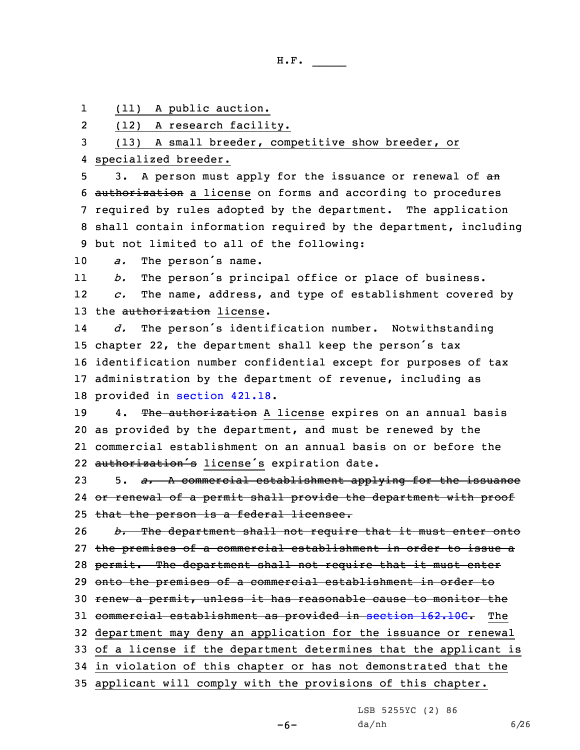(11) A public auction.

(12) A research facility.

(13) A small breeder, competitive show breeder, or specialized breeder.

3. A person must apply for the issuance or renewal of ~~an authorization~~ a license on forms and according to procedures required by rules adopted by the department. The application shall contain information required by the department, including but not limited to all of the following:

*a.* The person's name.

*b.* The person's principal office or place of business.

*c.* The name, address, and type of establishment covered by the ~~authorization~~ license.

*d.* The person's identification number. Notwithstanding chapter 22, the department shall keep the person's tax identification number confidential except for purposes of tax administration by the department of revenue, including as provided in section 421.18.

4. ~~The authorization~~ A license expires on an annual basis as provided by the department, and must be renewed by the commercial establishment on an annual basis on or before the ~~authorization's~~ license's expiration date.

5. ~~*a.* A commercial establishment applying for the issuance or renewal of a permit shall provide the department with proof that the person is a federal licensee.~~

~~*b.* The department shall not require that it must enter onto the premises of a commercial establishment in order to issue a permit. The department shall not require that it must enter onto the premises of a commercial establishment in order to renew a permit, unless it has reasonable cause to monitor the commercial establishment as provided in section 162.10C.~~ The department may deny an application for the issuance or renewal of a license if the department determines that the applicant is in violation of this chapter or has not demonstrated that the applicant will comply with the provisions of this chapter.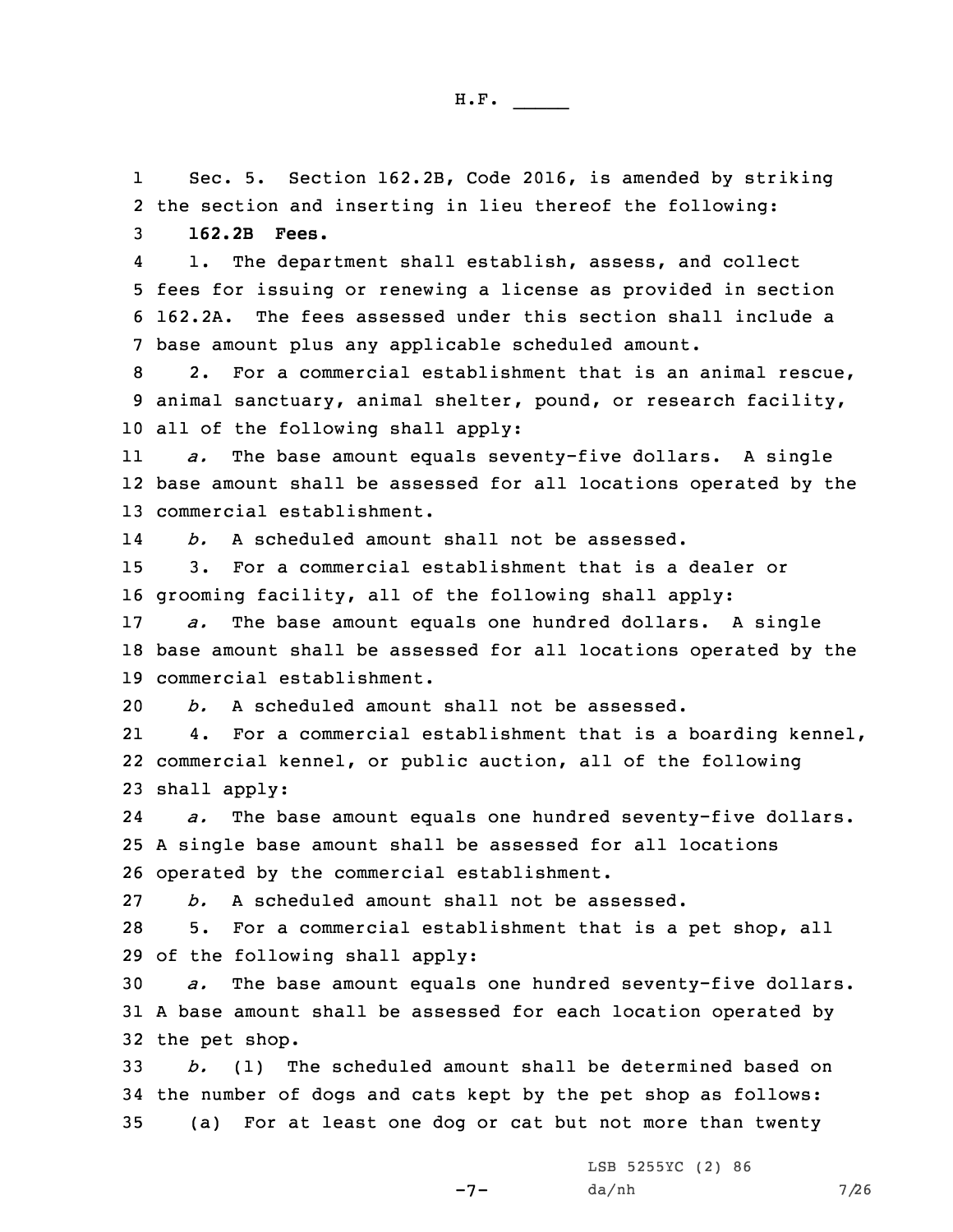Sec. 5. Section 162.2B, Code 2016, is amended by striking the section and inserting in lieu thereof the following:

**162.2B Fees.**

1. The department shall establish, assess, and collect fees for issuing or renewing a license as provided in section 162.2A. The fees assessed under this section shall include a base amount plus any applicable scheduled amount.

2. For a commercial establishment that is an animal rescue, animal sanctuary, animal shelter, pound, or research facility, all of the following shall apply:

*a.* The base amount equals seventy-five dollars. A single base amount shall be assessed for all locations operated by the commercial establishment.

*b.* A scheduled amount shall not be assessed.

3. For a commercial establishment that is a dealer or grooming facility, all of the following shall apply:

*a.* The base amount equals one hundred dollars. A single base amount shall be assessed for all locations operated by the commercial establishment.

*b.* A scheduled amount shall not be assessed.

4. For a commercial establishment that is a boarding kennel, commercial kennel, or public auction, all of the following shall apply:

*a.* The base amount equals one hundred seventy-five dollars. A single base amount shall be assessed for all locations operated by the commercial establishment.

*b.* A scheduled amount shall not be assessed.

5. For a commercial establishment that is a pet shop, all of the following shall apply:

*a.* The base amount equals one hundred seventy-five dollars. A base amount shall be assessed for each location operated by the pet shop.

*b.* (1) The scheduled amount shall be determined based on the number of dogs and cats kept by the pet shop as follows:

(a) For at least one dog or cat but not more than twenty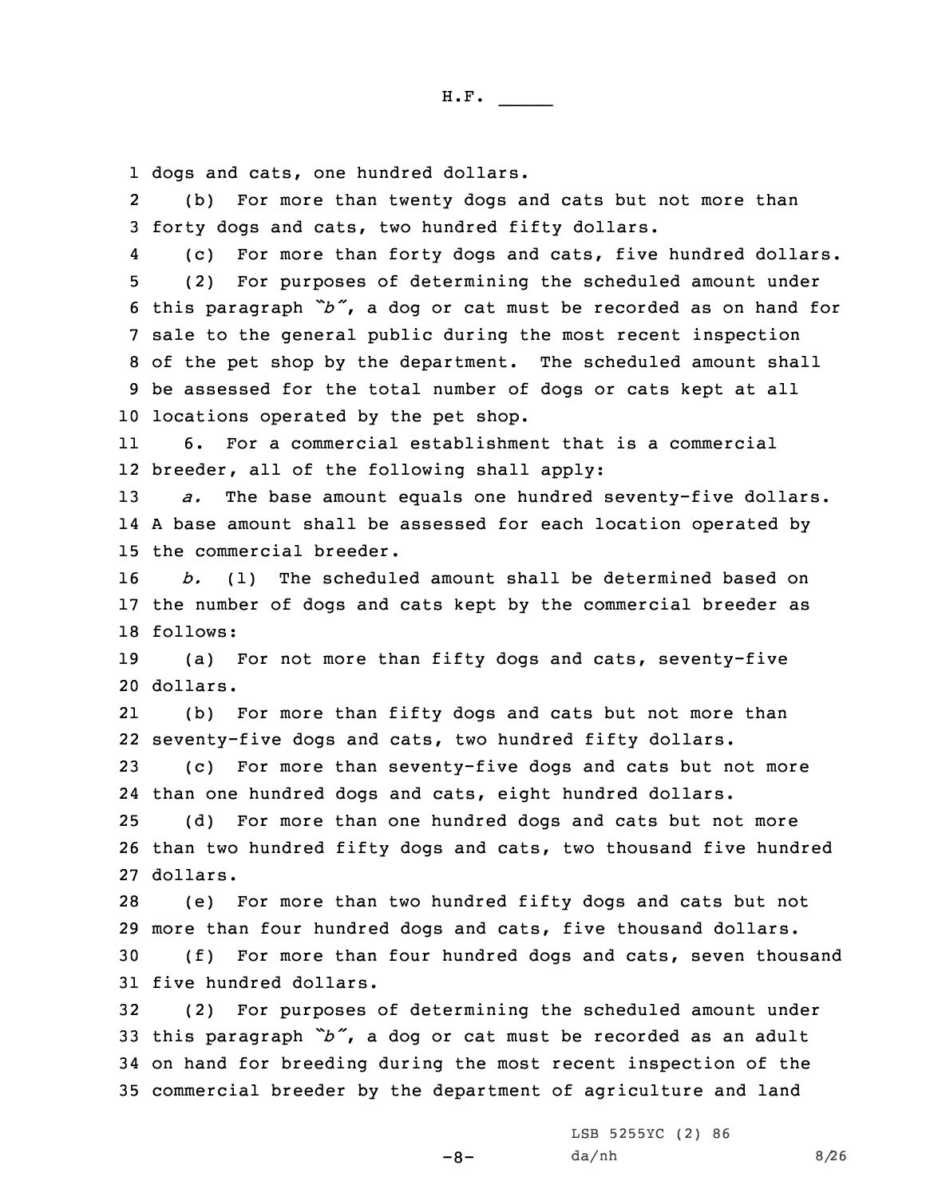dogs and cats, one hundred dollars.

(b) For more than twenty dogs and cats but not more than forty dogs and cats, two hundred fifty dollars.

(c) For more than forty dogs and cats, five hundred dollars.

(2) For purposes of determining the scheduled amount under this paragraph *"b"*, a dog or cat must be recorded as on hand for sale to the general public during the most recent inspection of the pet shop by the department. The scheduled amount shall be assessed for the total number of dogs or cats kept at all locations operated by the pet shop.

6. For a commercial establishment that is a commercial breeder, all of the following shall apply:

*a.* The base amount equals one hundred seventy-five dollars. A base amount shall be assessed for each location operated by the commercial breeder.

*b.* (1) The scheduled amount shall be determined based on the number of dogs and cats kept by the commercial breeder as follows:

(a) For not more than fifty dogs and cats, seventy-five dollars.

(b) For more than fifty dogs and cats but not more than seventy-five dogs and cats, two hundred fifty dollars.

(c) For more than seventy-five dogs and cats but not more than one hundred dogs and cats, eight hundred dollars.

(d) For more than one hundred dogs and cats but not more than two hundred fifty dogs and cats, two thousand five hundred dollars.

(e) For more than two hundred fifty dogs and cats but not more than four hundred dogs and cats, five thousand dollars.

(f) For more than four hundred dogs and cats, seven thousand five hundred dollars.

(2) For purposes of determining the scheduled amount under this paragraph *"b"*, a dog or cat must be recorded as an adult on hand for breeding during the most recent inspection of the commercial breeder by the department of agriculture and land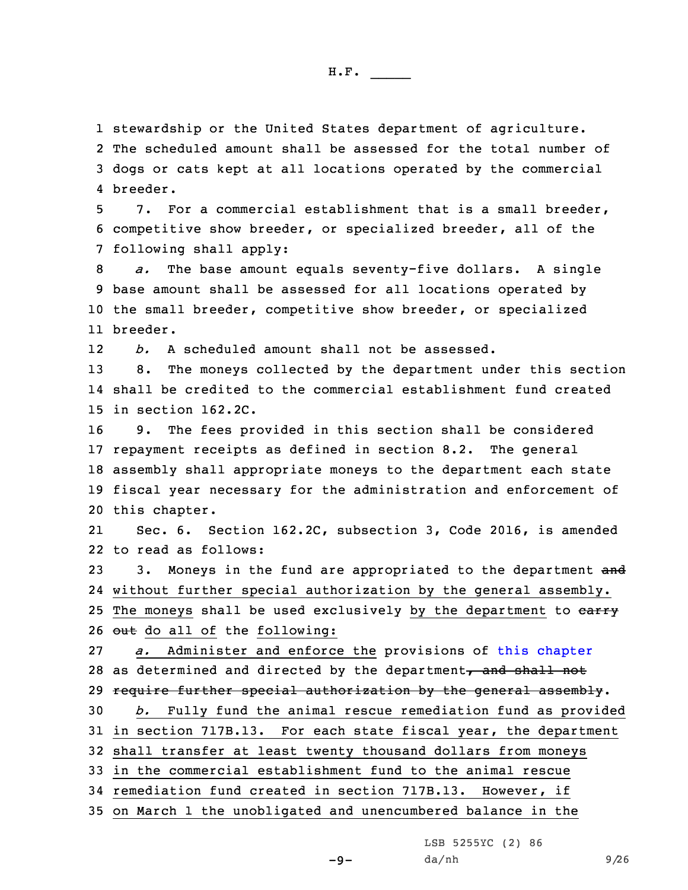stewardship or the United States department of agriculture. The scheduled amount shall be assessed for the total number of dogs or cats kept at all locations operated by the commercial breeder.

7. For a commercial establishment that is a small breeder, competitive show breeder, or specialized breeder, all of the following shall apply:

*a.* The base amount equals seventy-five dollars. A single base amount shall be assessed for all locations operated by the small breeder, competitive show breeder, or specialized breeder.

*b.* A scheduled amount shall not be assessed.

8. The moneys collected by the department under this section shall be credited to the commercial establishment fund created in section 162.2C.

9. The fees provided in this section shall be considered repayment receipts as defined in section 8.2. The general assembly shall appropriate moneys to the department each state fiscal year necessary for the administration and enforcement of this chapter.

Sec. 6. Section 162.2C, subsection 3, Code 2016, is amended to read as follows:

3. Moneys in the fund are appropriated to the department ~~and~~ without further special authorization by the general assembly. The moneys shall be used exclusively by the department to ~~carry out~~ do all of the following:

*a.* Administer and enforce the provisions of this chapter as determined and directed by the department~~, and shall not require further special authorization by the general assembly~~.

*b.* Fully fund the animal rescue remediation fund as provided in section 717B.13. For each state fiscal year, the department shall transfer at least twenty thousand dollars from moneys in the commercial establishment fund to the animal rescue remediation fund created in section 717B.13. However, if on March 1 the unobligated and unencumbered balance in the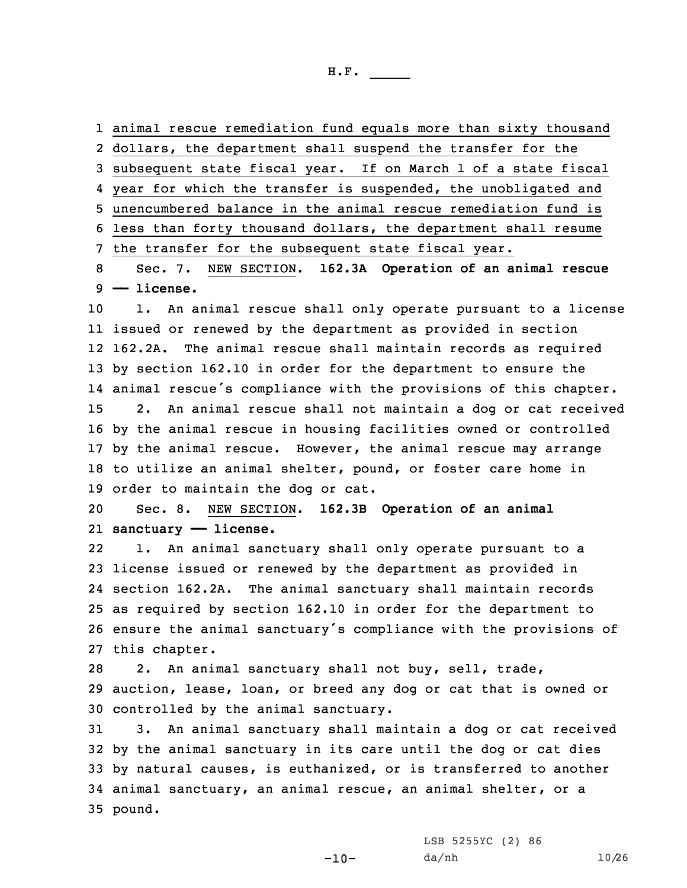animal rescue remediation fund equals more than sixty thousand dollars, the department shall suspend the transfer for the subsequent state fiscal year. If on March 1 of a state fiscal year for which the transfer is suspended, the unobligated and unencumbered balance in the animal rescue remediation fund is less than forty thousand dollars, the department shall resume the transfer for the subsequent state fiscal year.

Sec. 7. NEW SECTION. **162.3A Operation of an animal rescue — license.**

1. An animal rescue shall only operate pursuant to a license issued or renewed by the department as provided in section 162.2A. The animal rescue shall maintain records as required by section 162.10 in order for the department to ensure the animal rescue's compliance with the provisions of this chapter.

2. An animal rescue shall not maintain a dog or cat received by the animal rescue in housing facilities owned or controlled by the animal rescue. However, the animal rescue may arrange to utilize an animal shelter, pound, or foster care home in order to maintain the dog or cat.

Sec. 8. NEW SECTION. **162.3B Operation of an animal sanctuary — license.**

1. An animal sanctuary shall only operate pursuant to a license issued or renewed by the department as provided in section 162.2A. The animal sanctuary shall maintain records as required by section 162.10 in order for the department to ensure the animal sanctuary's compliance with the provisions of this chapter.

2. An animal sanctuary shall not buy, sell, trade, auction, lease, loan, or breed any dog or cat that is owned or controlled by the animal sanctuary.

3. An animal sanctuary shall maintain a dog or cat received by the animal sanctuary in its care until the dog or cat dies by natural causes, is euthanized, or is transferred to another animal sanctuary, an animal rescue, an animal shelter, or a pound.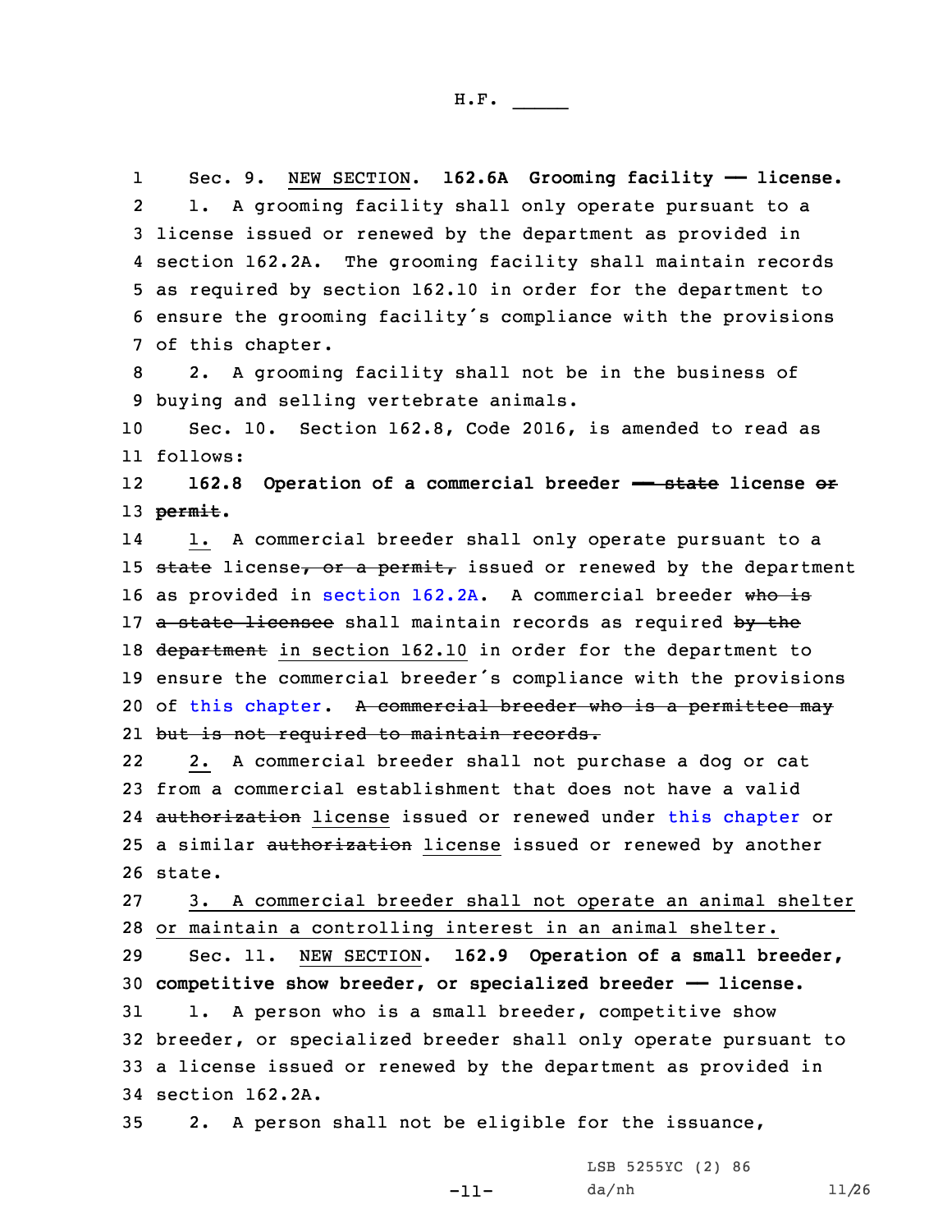Sec. 9. NEW SECTION. **162.6A Grooming facility —— license.**

1. A grooming facility shall only operate pursuant to a license issued or renewed by the department as provided in section 162.2A. The grooming facility shall maintain records as required by section 162.10 in order for the department to ensure the grooming facility's compliance with the provisions of this chapter.

2. A grooming facility shall not be in the business of buying and selling vertebrate animals.

Sec. 10. Section 162.8, Code 2016, is amended to read as follows:

**162.8 Operation of a commercial breeder —— ~~state~~ license ~~or permit~~.**

1. A commercial breeder shall only operate pursuant to a ~~state~~ license~~, or a permit,~~ issued or renewed by the department as provided in section 162.2A. A commercial breeder ~~who is a state licensee~~ shall maintain records as required ~~by the department~~ in section 162.10 in order for the department to ensure the commercial breeder's compliance with the provisions of this chapter. ~~A commercial breeder who is a permittee may but is not required to maintain records.~~

2. A commercial breeder shall not purchase a dog or cat from a commercial establishment that does not have a valid ~~authorization~~ license issued or renewed under this chapter or a similar ~~authorization~~ license issued or renewed by another state.

3. A commercial breeder shall not operate an animal shelter or maintain a controlling interest in an animal shelter.

Sec. 11. NEW SECTION. **162.9 Operation of a small breeder, competitive show breeder, or specialized breeder —— license.**

1. A person who is a small breeder, competitive show breeder, or specialized breeder shall only operate pursuant to a license issued or renewed by the department as provided in section 162.2A.

2. A person shall not be eligible for the issuance,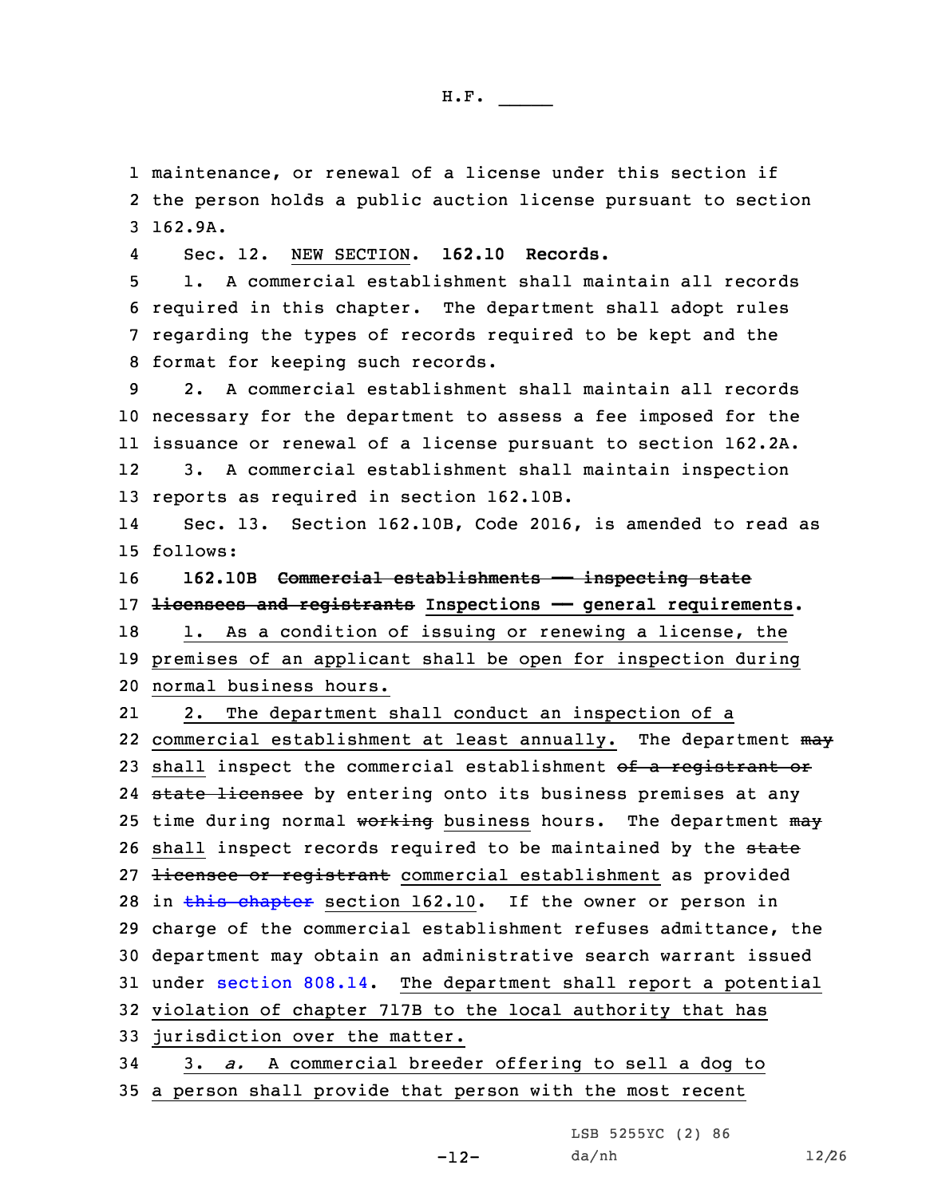maintenance, or renewal of a license under this section if the person holds a public auction license pursuant to section 162.9A.

Sec. 12. NEW SECTION. **162.10 Records.**

1. A commercial establishment shall maintain all records required in this chapter. The department shall adopt rules regarding the types of records required to be kept and the format for keeping such records.

2. A commercial establishment shall maintain all records necessary for the department to assess a fee imposed for the issuance or renewal of a license pursuant to section 162.2A.

3. A commercial establishment shall maintain inspection reports as required in section 162.10B.

Sec. 13. Section 162.10B, Code 2016, is amended to read as follows:

**162.10B ~~Commercial establishments — inspecting state licensees and registrants~~ Inspections — general requirements.**

1. As a condition of issuing or renewing a license, the premises of an applicant shall be open for inspection during normal business hours.

2. The department shall conduct an inspection of a commercial establishment at least annually. The department ~~may~~ shall inspect the commercial establishment ~~of a registrant or state licensee~~ by entering onto its business premises at any time during normal ~~working~~ business hours. The department ~~may~~ shall inspect records required to be maintained by the ~~state licensee or registrant~~ commercial establishment as provided in ~~this chapter~~ section 162.10. If the owner or person in charge of the commercial establishment refuses admittance, the department may obtain an administrative search warrant issued under section 808.14. The department shall report a potential violation of chapter 717B to the local authority that has jurisdiction over the matter.

3. *a.* A commercial breeder offering to sell a dog to a person shall provide that person with the most recent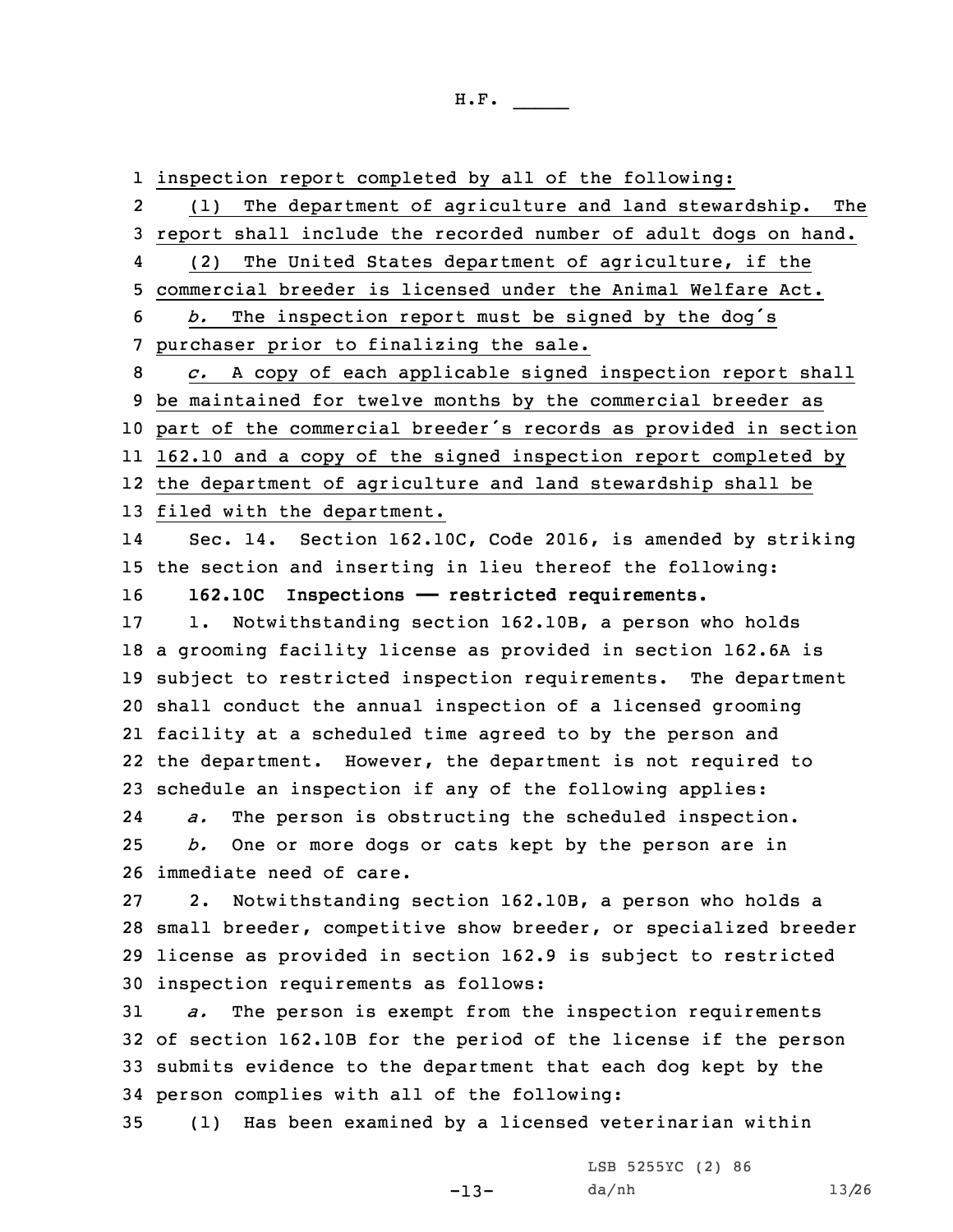inspection report completed by all of the following:

(1) The department of agriculture and land stewardship. The report shall include the recorded number of adult dogs on hand.

(2) The United States department of agriculture, if the commercial breeder is licensed under the Animal Welfare Act.

*b.* The inspection report must be signed by the dog's purchaser prior to finalizing the sale.

*c.* A copy of each applicable signed inspection report shall be maintained for twelve months by the commercial breeder as part of the commercial breeder's records as provided in section 162.10 and a copy of the signed inspection report completed by the department of agriculture and land stewardship shall be filed with the department.

Sec. 14. Section 162.10C, Code 2016, is amended by striking the section and inserting in lieu thereof the following:

**162.10C Inspections —— restricted requirements.**

1. Notwithstanding section 162.10B, a person who holds a grooming facility license as provided in section 162.6A is subject to restricted inspection requirements. The department shall conduct the annual inspection of a licensed grooming facility at a scheduled time agreed to by the person and the department. However, the department is not required to schedule an inspection if any of the following applies:

*a.* The person is obstructing the scheduled inspection.

*b.* One or more dogs or cats kept by the person are in immediate need of care.

2. Notwithstanding section 162.10B, a person who holds a small breeder, competitive show breeder, or specialized breeder license as provided in section 162.9 is subject to restricted inspection requirements as follows:

*a.* The person is exempt from the inspection requirements of section 162.10B for the period of the license if the person submits evidence to the department that each dog kept by the person complies with all of the following:

(1) Has been examined by a licensed veterinarian within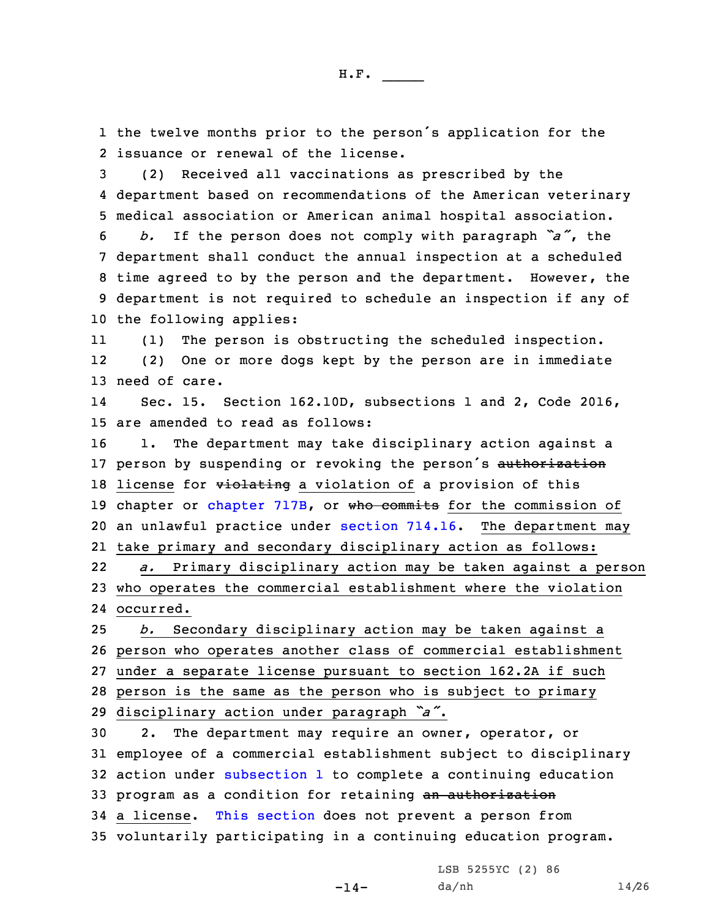the twelve months prior to the person's application for the issuance or renewal of the license.

(2) Received all vaccinations as prescribed by the department based on recommendations of the American veterinary medical association or American animal hospital association.

*b.* If the person does not comply with paragraph *"a"*, the department shall conduct the annual inspection at a scheduled time agreed to by the person and the department. However, the department is not required to schedule an inspection if any of the following applies:

(1) The person is obstructing the scheduled inspection.

(2) One or more dogs kept by the person are in immediate need of care.

Sec. 15. Section 162.10D, subsections 1 and 2, Code 2016, are amended to read as follows:

1. The department may take disciplinary action against a person by suspending or revoking the person's ~~authorization~~ license for ~~violating~~ a violation of a provision of this chapter or chapter 717B, or ~~who commits~~ for the commission of an unlawful practice under section 714.16. The department may take primary and secondary disciplinary action as follows:

*a.* Primary disciplinary action may be taken against a person who operates the commercial establishment where the violation occurred.

*b.* Secondary disciplinary action may be taken against a person who operates another class of commercial establishment under a separate license pursuant to section 162.2A if such person is the same as the person who is subject to primary disciplinary action under paragraph *"a"*.

2. The department may require an owner, operator, or employee of a commercial establishment subject to disciplinary action under subsection 1 to complete a continuing education program as a condition for retaining ~~an authorization~~ a license. This section does not prevent a person from voluntarily participating in a continuing education program.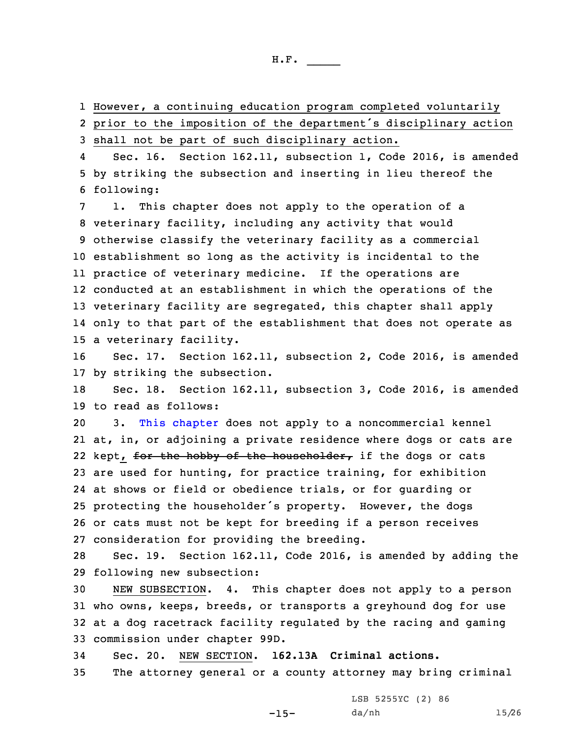However, a continuing education program completed voluntarily prior to the imposition of the department's disciplinary action shall not be part of such disciplinary action.

Sec. 16. Section 162.11, subsection 1, Code 2016, is amended by striking the subsection and inserting in lieu thereof the following:

1. This chapter does not apply to the operation of a veterinary facility, including any activity that would otherwise classify the veterinary facility as a commercial establishment so long as the activity is incidental to the practice of veterinary medicine. If the operations are conducted at an establishment in which the operations of the veterinary facility are segregated, this chapter shall apply only to that part of the establishment that does not operate as a veterinary facility.

Sec. 17. Section 162.11, subsection 2, Code 2016, is amended by striking the subsection.

Sec. 18. Section 162.11, subsection 3, Code 2016, is amended to read as follows:

3. This chapter does not apply to a noncommercial kennel at, in, or adjoining a private residence where dogs or cats are kept, ~~for the hobby of the householder,~~ if the dogs or cats are used for hunting, for practice training, for exhibition at shows or field or obedience trials, or for guarding or protecting the householder's property. However, the dogs or cats must not be kept for breeding if a person receives consideration for providing the breeding.

Sec. 19. Section 162.11, Code 2016, is amended by adding the following new subsection:

NEW SUBSECTION. 4. This chapter does not apply to a person who owns, keeps, breeds, or transports a greyhound dog for use at a dog racetrack facility regulated by the racing and gaming commission under chapter 99D.

Sec. 20. NEW SECTION. **162.13A Criminal actions.**

The attorney general or a county attorney may bring criminal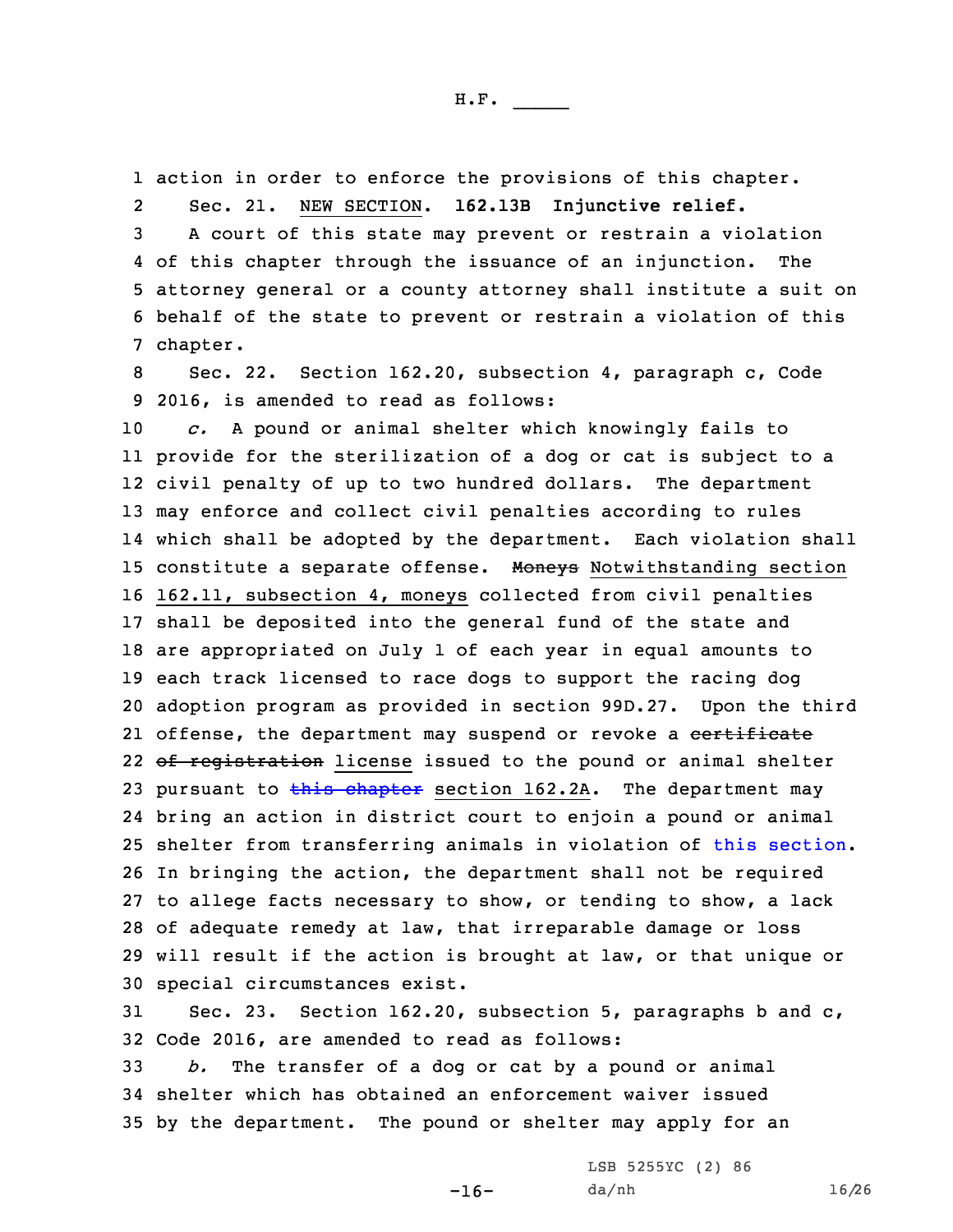action in order to enforce the provisions of this chapter.

Sec. 21. NEW SECTION. **162.13B Injunctive relief.**

A court of this state may prevent or restrain a violation of this chapter through the issuance of an injunction. The attorney general or a county attorney shall institute a suit on behalf of the state to prevent or restrain a violation of this chapter.

Sec. 22. Section 162.20, subsection 4, paragraph c, Code 2016, is amended to read as follows:

*c.* A pound or animal shelter which knowingly fails to provide for the sterilization of a dog or cat is subject to a civil penalty of up to two hundred dollars. The department may enforce and collect civil penalties according to rules which shall be adopted by the department. Each violation shall constitute a separate offense. ~~Moneys~~ Notwithstanding section 162.11, subsection 4, moneys collected from civil penalties shall be deposited into the general fund of the state and are appropriated on July 1 of each year in equal amounts to each track licensed to race dogs to support the racing dog adoption program as provided in section 99D.27. Upon the third offense, the department may suspend or revoke a ~~certificate of registration~~ license issued to the pound or animal shelter pursuant to ~~this chapter~~ section 162.2A. The department may bring an action in district court to enjoin a pound or animal shelter from transferring animals in violation of this section. In bringing the action, the department shall not be required to allege facts necessary to show, or tending to show, a lack of adequate remedy at law, that irreparable damage or loss will result if the action is brought at law, or that unique or special circumstances exist.

Sec. 23. Section 162.20, subsection 5, paragraphs b and c, Code 2016, are amended to read as follows:

*b.* The transfer of a dog or cat by a pound or animal shelter which has obtained an enforcement waiver issued by the department. The pound or shelter may apply for an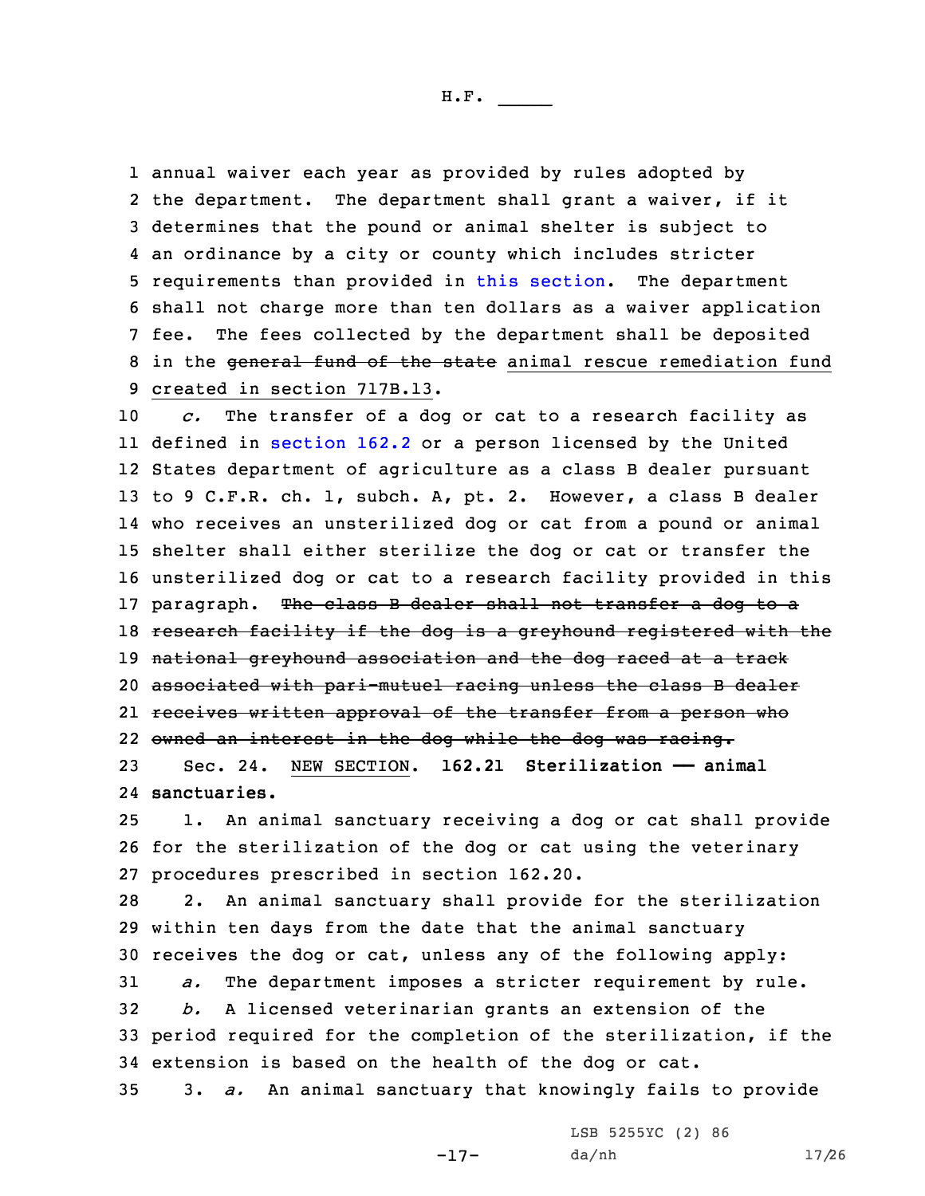annual waiver each year as provided by rules adopted by the department. The department shall grant a waiver, if it determines that the pound or animal shelter is subject to an ordinance by a city or county which includes stricter requirements than provided in this section. The department shall not charge more than ten dollars as a waiver application fee. The fees collected by the department shall be deposited in the ~~general fund of the state~~ animal rescue remediation fund created in section 717B.13.

*c.* The transfer of a dog or cat to a research facility as defined in section 162.2 or a person licensed by the United States department of agriculture as a class B dealer pursuant to 9 C.F.R. ch. 1, subch. A, pt. 2. However, a class B dealer who receives an unsterilized dog or cat from a pound or animal shelter shall either sterilize the dog or cat or transfer the unsterilized dog or cat to a research facility provided in this paragraph. ~~The class B dealer shall not transfer a dog to a research facility if the dog is a greyhound registered with the national greyhound association and the dog raced at a track associated with pari-mutuel racing unless the class B dealer receives written approval of the transfer from a person who owned an interest in the dog while the dog was racing.~~

Sec. 24. NEW SECTION. **162.21 Sterilization —— animal sanctuaries.**

1. An animal sanctuary receiving a dog or cat shall provide for the sterilization of the dog or cat using the veterinary procedures prescribed in section 162.20.

2. An animal sanctuary shall provide for the sterilization within ten days from the date that the animal sanctuary receives the dog or cat, unless any of the following apply:

*a.* The department imposes a stricter requirement by rule.

*b.* A licensed veterinarian grants an extension of the period required for the completion of the sterilization, if the extension is based on the health of the dog or cat.

3. *a.* An animal sanctuary that knowingly fails to provide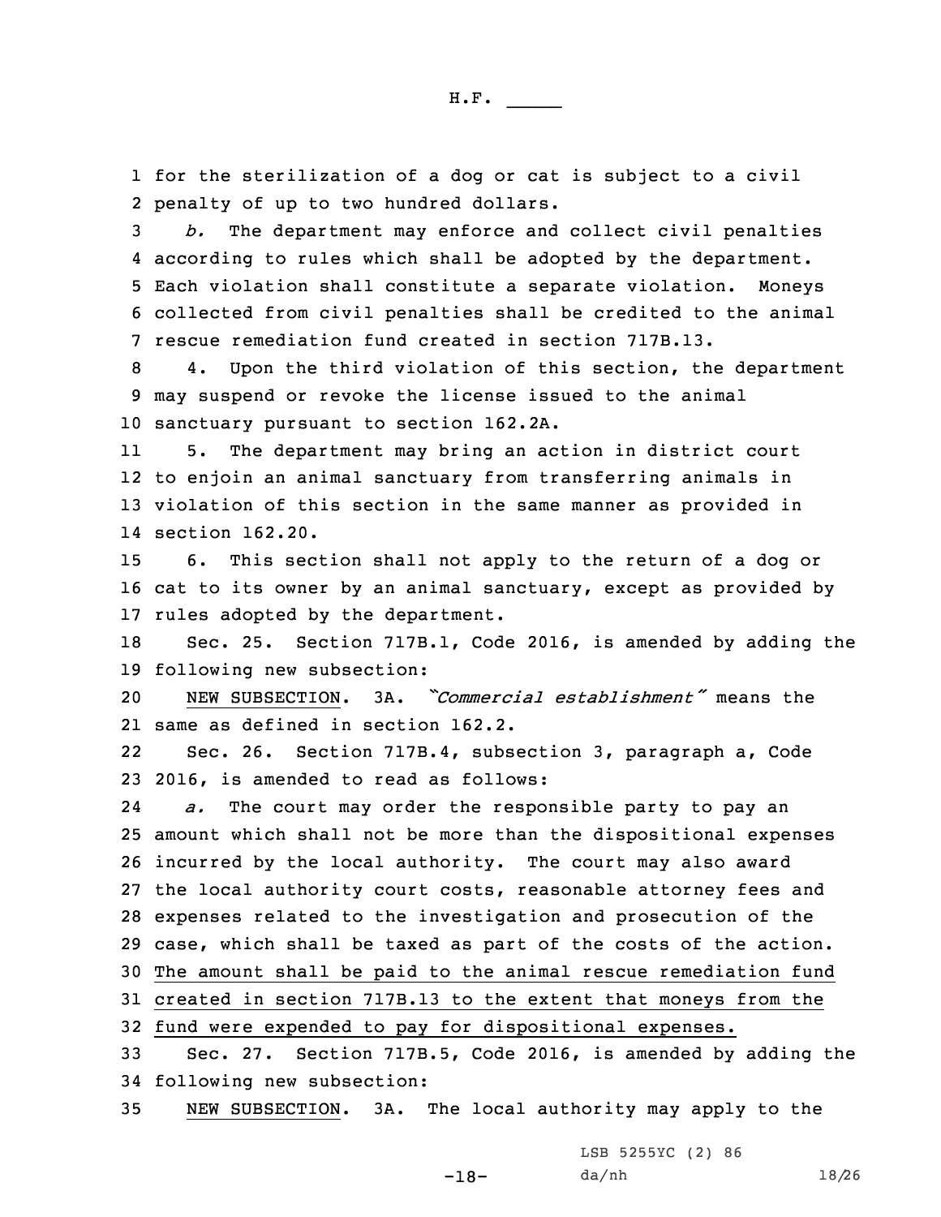for the sterilization of a dog or cat is subject to a civil penalty of up to two hundred dollars.

*b.* The department may enforce and collect civil penalties according to rules which shall be adopted by the department. Each violation shall constitute a separate violation. Moneys collected from civil penalties shall be credited to the animal rescue remediation fund created in section 717B.13.

4. Upon the third violation of this section, the department may suspend or revoke the license issued to the animal sanctuary pursuant to section 162.2A.

5. The department may bring an action in district court to enjoin an animal sanctuary from transferring animals in violation of this section in the same manner as provided in section 162.20.

6. This section shall not apply to the return of a dog or cat to its owner by an animal sanctuary, except as provided by rules adopted by the department.

Sec. 25. Section 717B.1, Code 2016, is amended by adding the following new subsection:

NEW SUBSECTION. 3A. *"Commercial establishment"* means the same as defined in section 162.2.

Sec. 26. Section 717B.4, subsection 3, paragraph a, Code 2016, is amended to read as follows:

*a.* The court may order the responsible party to pay an amount which shall not be more than the dispositional expenses incurred by the local authority. The court may also award the local authority court costs, reasonable attorney fees and expenses related to the investigation and prosecution of the case, which shall be taxed as part of the costs of the action. The amount shall be paid to the animal rescue remediation fund created in section 717B.13 to the extent that moneys from the fund were expended to pay for dispositional expenses.

Sec. 27. Section 717B.5, Code 2016, is amended by adding the following new subsection:

NEW SUBSECTION. 3A. The local authority may apply to the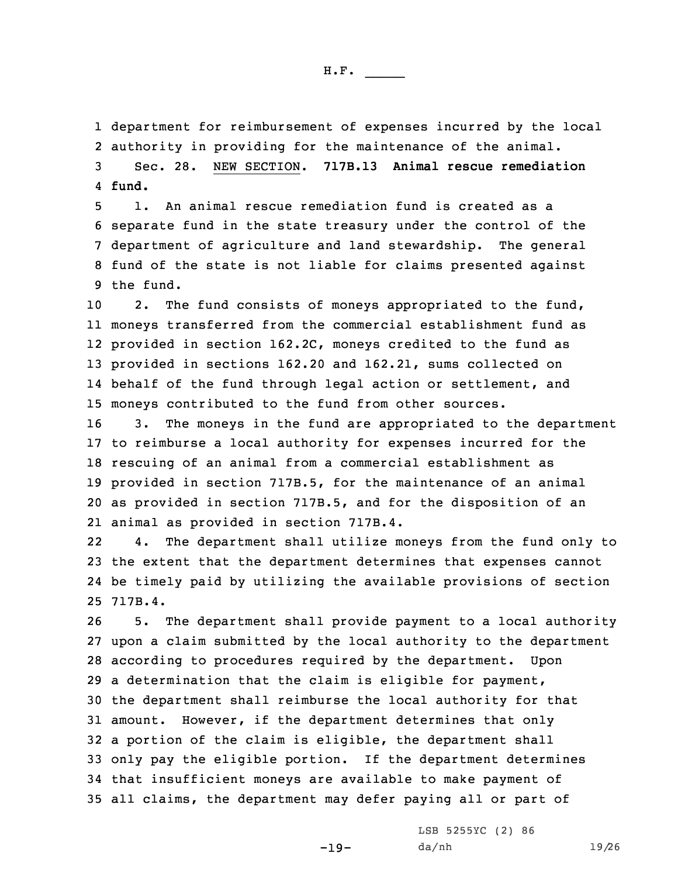department for reimbursement of expenses incurred by the local authority in providing for the maintenance of the animal.

Sec. 28. NEW SECTION. **717B.13 Animal rescue remediation fund.**

1. An animal rescue remediation fund is created as a separate fund in the state treasury under the control of the department of agriculture and land stewardship. The general fund of the state is not liable for claims presented against the fund.

2. The fund consists of moneys appropriated to the fund, moneys transferred from the commercial establishment fund as provided in section 162.2C, moneys credited to the fund as provided in sections 162.20 and 162.21, sums collected on behalf of the fund through legal action or settlement, and moneys contributed to the fund from other sources.

3. The moneys in the fund are appropriated to the department to reimburse a local authority for expenses incurred for the rescuing of an animal from a commercial establishment as provided in section 717B.5, for the maintenance of an animal as provided in section 717B.5, and for the disposition of an animal as provided in section 717B.4.

4. The department shall utilize moneys from the fund only to the extent that the department determines that expenses cannot be timely paid by utilizing the available provisions of section 717B.4.

5. The department shall provide payment to a local authority upon a claim submitted by the local authority to the department according to procedures required by the department. Upon a determination that the claim is eligible for payment, the department shall reimburse the local authority for that amount. However, if the department determines that only a portion of the claim is eligible, the department shall only pay the eligible portion. If the department determines that insufficient moneys are available to make payment of all claims, the department may defer paying all or part of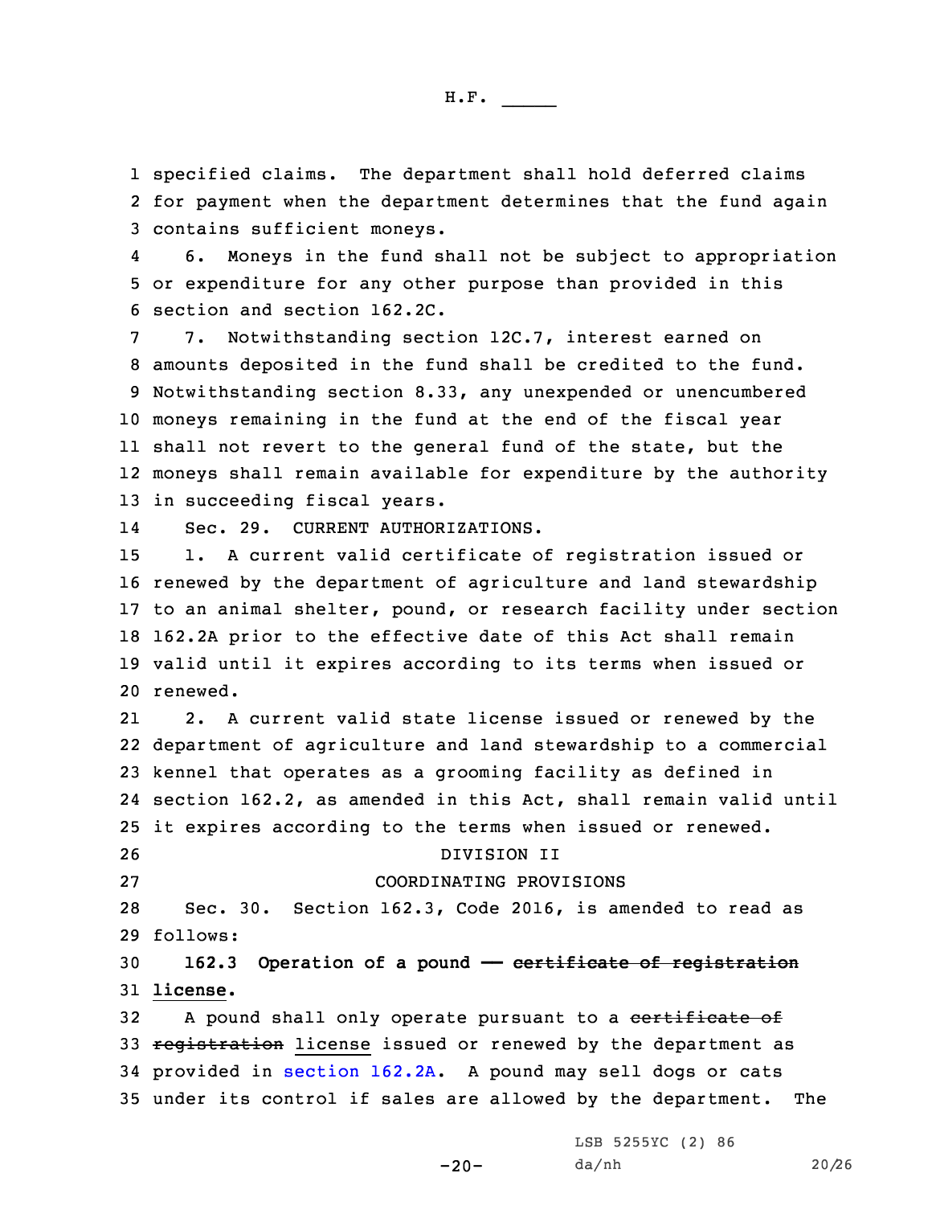specified claims. The department shall hold deferred claims for payment when the department determines that the fund again contains sufficient moneys.

6. Moneys in the fund shall not be subject to appropriation or expenditure for any other purpose than provided in this section and section 162.2C.

7. Notwithstanding section 12C.7, interest earned on amounts deposited in the fund shall be credited to the fund. Notwithstanding section 8.33, any unexpended or unencumbered moneys remaining in the fund at the end of the fiscal year shall not revert to the general fund of the state, but the moneys shall remain available for expenditure by the authority in succeeding fiscal years.

Sec. 29. CURRENT AUTHORIZATIONS.

1. A current valid certificate of registration issued or renewed by the department of agriculture and land stewardship to an animal shelter, pound, or research facility under section 162.2A prior to the effective date of this Act shall remain valid until it expires according to its terms when issued or renewed.

2. A current valid state license issued or renewed by the department of agriculture and land stewardship to a commercial kennel that operates as a grooming facility as defined in section 162.2, as amended in this Act, shall remain valid until it expires according to the terms when issued or renewed.

DIVISION II

COORDINATING PROVISIONS

Sec. 30. Section 162.3, Code 2016, is amended to read as follows:

**162.3 Operation of a pound — ~~certificate of registration~~ license.**

A pound shall only operate pursuant to a ~~certificate of registration~~ license issued or renewed by the department as provided in section 162.2A. A pound may sell dogs or cats under its control if sales are allowed by the department. The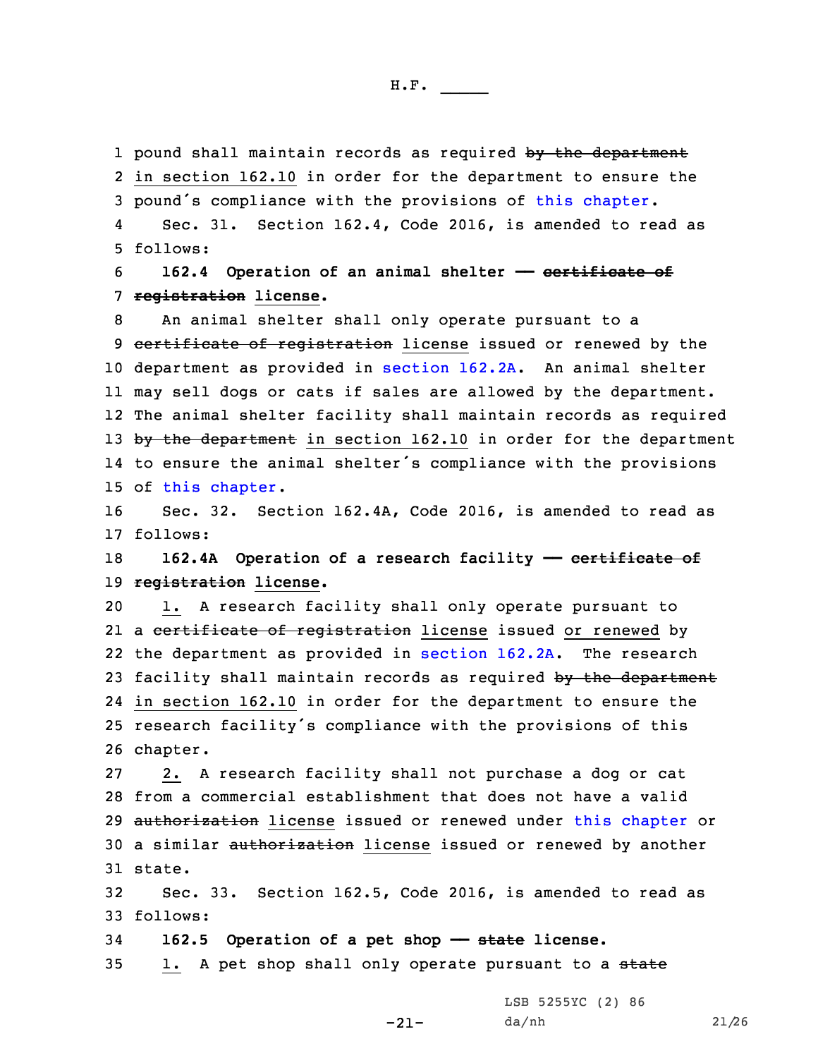pound shall maintain records as required ~~by the department~~ in section 162.10 in order for the department to ensure the pound's compliance with the provisions of this chapter.

Sec. 31. Section 162.4, Code 2016, is amended to read as follows:

**162.4 Operation of an animal shelter — ~~certificate of registration~~ license.**

An animal shelter shall only operate pursuant to a ~~certificate of registration~~ license issued or renewed by the department as provided in section 162.2A. An animal shelter may sell dogs or cats if sales are allowed by the department. The animal shelter facility shall maintain records as required ~~by the department~~ in section 162.10 in order for the department to ensure the animal shelter's compliance with the provisions of this chapter.

Sec. 32. Section 162.4A, Code 2016, is amended to read as follows:

**162.4A Operation of a research facility — ~~certificate of registration~~ license.**

1. A research facility shall only operate pursuant to a ~~certificate of registration~~ license issued or renewed by the department as provided in section 162.2A. The research facility shall maintain records as required ~~by the department~~ in section 162.10 in order for the department to ensure the research facility's compliance with the provisions of this chapter.

2. A research facility shall not purchase a dog or cat from a commercial establishment that does not have a valid ~~authorization~~ license issued or renewed under this chapter or a similar ~~authorization~~ license issued or renewed by another state.

Sec. 33. Section 162.5, Code 2016, is amended to read as follows:

**162.5 Operation of a pet shop — ~~state~~ license.**

1. A pet shop shall only operate pursuant to a ~~state~~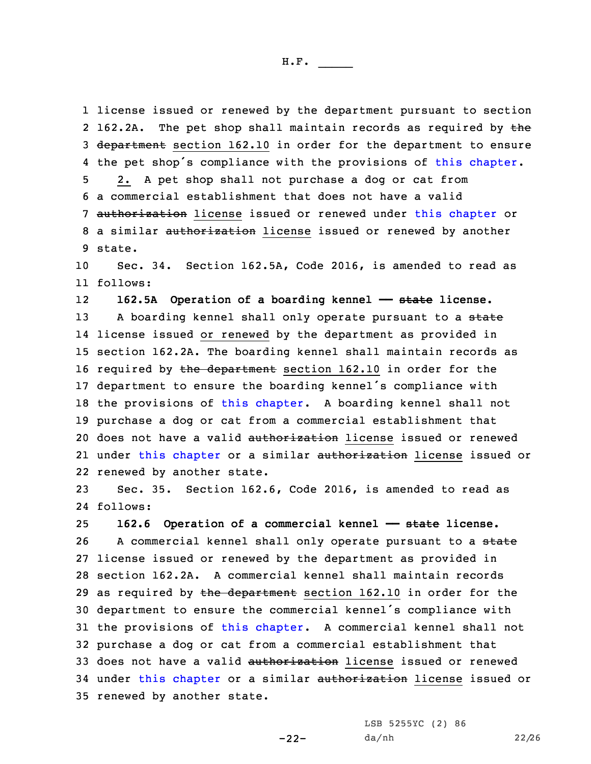license issued or renewed by the department pursuant to section 162.2A. The pet shop shall maintain records as required by ~~the department~~ section 162.10 in order for the department to ensure the pet shop's compliance with the provisions of this chapter.

2. A pet shop shall not purchase a dog or cat from a commercial establishment that does not have a valid ~~authorization~~ license issued or renewed under this chapter or a similar ~~authorization~~ license issued or renewed by another state.

Sec. 34. Section 162.5A, Code 2016, is amended to read as follows:

**162.5A Operation of a boarding kennel — ~~state~~ license.**

A boarding kennel shall only operate pursuant to a ~~state~~ license issued or renewed by the department as provided in section 162.2A. The boarding kennel shall maintain records as required by ~~the department~~ section 162.10 in order for the department to ensure the boarding kennel's compliance with the provisions of this chapter. A boarding kennel shall not purchase a dog or cat from a commercial establishment that does not have a valid ~~authorization~~ license issued or renewed under this chapter or a similar ~~authorization~~ license issued or renewed by another state.

Sec. 35. Section 162.6, Code 2016, is amended to read as follows:

**162.6 Operation of a commercial kennel — ~~state~~ license.**

A commercial kennel shall only operate pursuant to a ~~state~~ license issued or renewed by the department as provided in section 162.2A. A commercial kennel shall maintain records as required by ~~the department~~ section 162.10 in order for the department to ensure the commercial kennel's compliance with the provisions of this chapter. A commercial kennel shall not purchase a dog or cat from a commercial establishment that does not have a valid ~~authorization~~ license issued or renewed under this chapter or a similar ~~authorization~~ license issued or renewed by another state.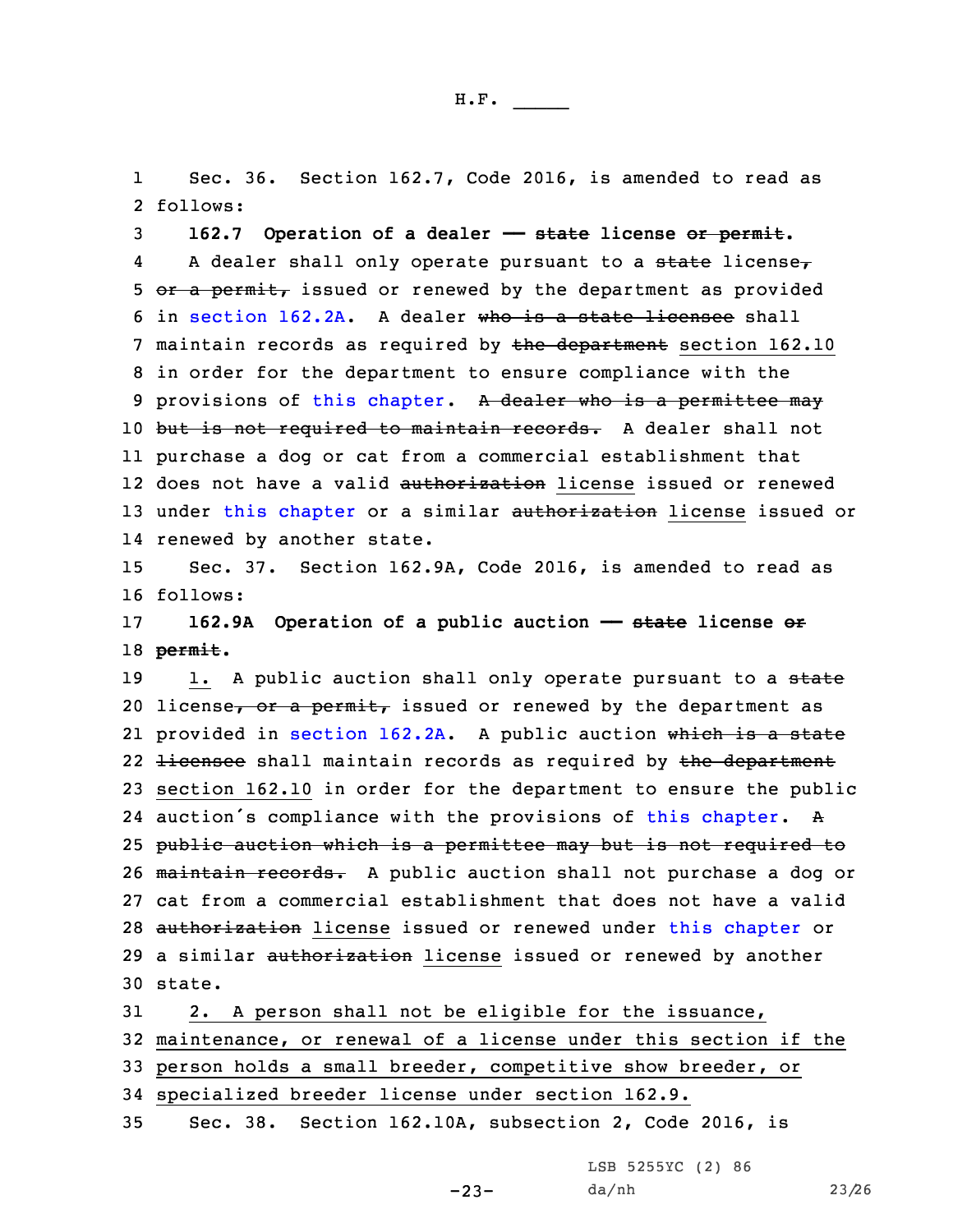Sec. 36. Section 162.7, Code 2016, is amended to read as follows:

**162.7 Operation of a dealer — ~~state~~ license ~~or permit~~.**

A dealer shall only operate pursuant to a ~~state~~ license~~, or a permit,~~ issued or renewed by the department as provided in section 162.2A. A dealer ~~who is a state licensee~~ shall maintain records as required by ~~the department~~ section 162.10 in order for the department to ensure compliance with the provisions of this chapter. ~~A dealer who is a permittee may but is not required to maintain records.~~ A dealer shall not purchase a dog or cat from a commercial establishment that does not have a valid ~~authorization~~ license issued or renewed under this chapter or a similar ~~authorization~~ license issued or renewed by another state.

Sec. 37. Section 162.9A, Code 2016, is amended to read as follows:

**162.9A Operation of a public auction — ~~state~~ license ~~or permit~~.**

1. A public auction shall only operate pursuant to a ~~state~~ license~~, or a permit,~~ issued or renewed by the department as provided in section 162.2A. A public auction ~~which is a state licensee~~ shall maintain records as required by ~~the department~~ section 162.10 in order for the department to ensure the public auction's compliance with the provisions of this chapter. ~~A public auction which is a permittee may but is not required to maintain records.~~ A public auction shall not purchase a dog or cat from a commercial establishment that does not have a valid ~~authorization~~ license issued or renewed under this chapter or a similar ~~authorization~~ license issued or renewed by another state.

2. A person shall not be eligible for the issuance, maintenance, or renewal of a license under this section if the person holds a small breeder, competitive show breeder, or specialized breeder license under section 162.9.

Sec. 38. Section 162.10A, subsection 2, Code 2016, is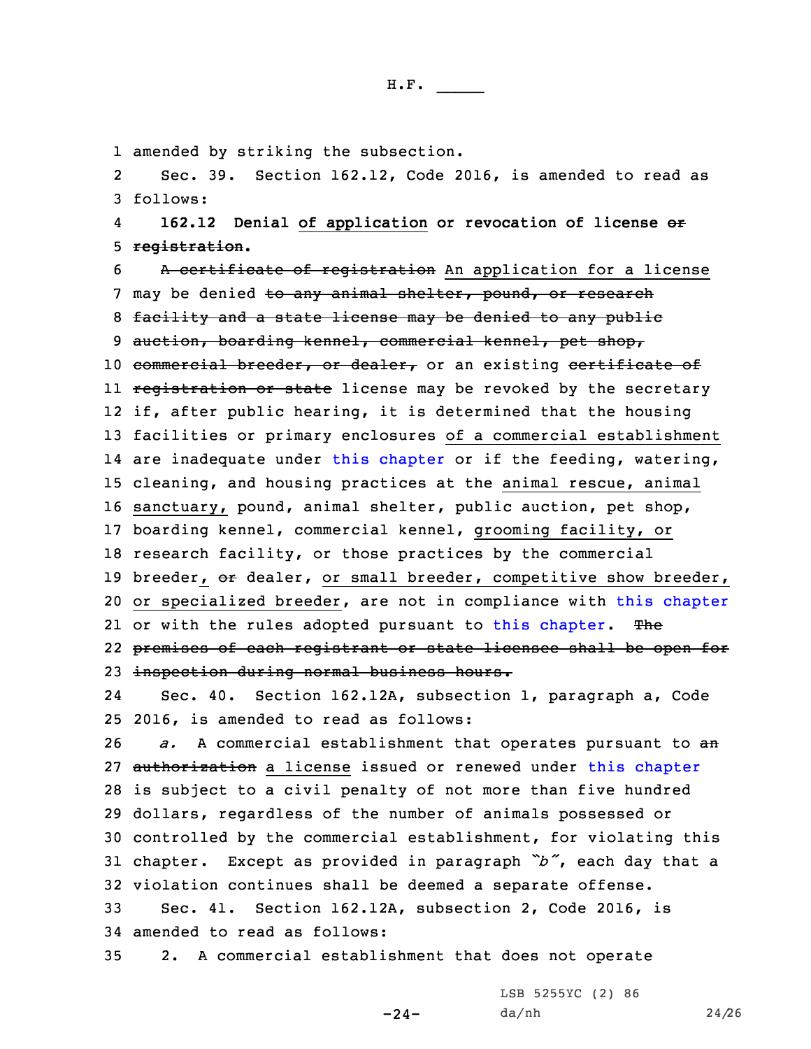amended by striking the subsection.

Sec. 39. Section 162.12, Code 2016, is amended to read as follows:

**162.12 Denial of application or revocation of license or registration.**

A certificate of registration An application for a license may be denied to any animal shelter, pound, or research facility and a state license may be denied to any public auction, boarding kennel, commercial kennel, pet shop, commercial breeder, or dealer, or an existing certificate of registration or state license may be revoked by the secretary if, after public hearing, it is determined that the housing facilities or primary enclosures of a commercial establishment are inadequate under this chapter or if the feeding, watering, cleaning, and housing practices at the animal rescue, animal sanctuary, pound, animal shelter, public auction, pet shop, boarding kennel, commercial kennel, grooming facility, or research facility, or those practices by the commercial breeder, or dealer, or small breeder, competitive show breeder, or specialized breeder, are not in compliance with this chapter or with the rules adopted pursuant to this chapter. The premises of each registrant or state licensee shall be open for inspection during normal business hours.

Sec. 40. Section 162.12A, subsection 1, paragraph a, Code 2016, is amended to read as follows:

*a.* A commercial establishment that operates pursuant to an authorization a license issued or renewed under this chapter is subject to a civil penalty of not more than five hundred dollars, regardless of the number of animals possessed or controlled by the commercial establishment, for violating this chapter. Except as provided in paragraph *"b"*, each day that a violation continues shall be deemed a separate offense.

Sec. 41. Section 162.12A, subsection 2, Code 2016, is amended to read as follows:

2. A commercial establishment that does not operate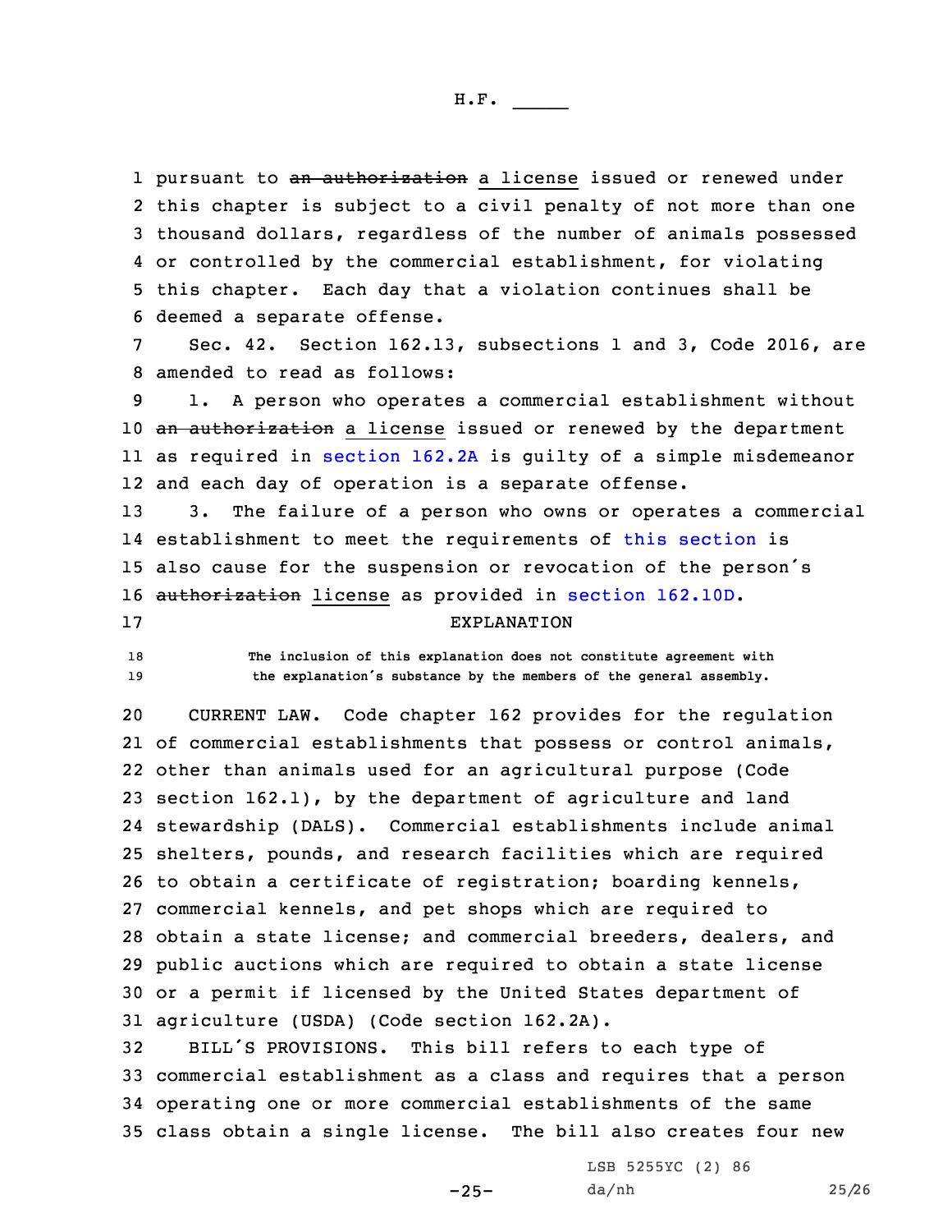pursuant to ~~an authorization~~ a license issued or renewed under this chapter is subject to a civil penalty of not more than one thousand dollars, regardless of the number of animals possessed or controlled by the commercial establishment, for violating this chapter. Each day that a violation continues shall be deemed a separate offense.

Sec. 42. Section 162.13, subsections 1 and 3, Code 2016, are amended to read as follows:

1. A person who operates a commercial establishment without ~~an authorization~~ a license issued or renewed by the department as required in section 162.2A is guilty of a simple misdemeanor and each day of operation is a separate offense.

3. The failure of a person who owns or operates a commercial establishment to meet the requirements of this section is also cause for the suspension or revocation of the person's ~~authorization~~ license as provided in section 162.10D.

EXPLANATION

The inclusion of this explanation does not constitute agreement with the explanation's substance by the members of the general assembly.

CURRENT LAW. Code chapter 162 provides for the regulation of commercial establishments that possess or control animals, other than animals used for an agricultural purpose (Code section 162.1), by the department of agriculture and land stewardship (DALS). Commercial establishments include animal shelters, pounds, and research facilities which are required to obtain a certificate of registration; boarding kennels, commercial kennels, and pet shops which are required to obtain a state license; and commercial breeders, dealers, and public auctions which are required to obtain a state license or a permit if licensed by the United States department of agriculture (USDA) (Code section 162.2A).

BILL'S PROVISIONS. This bill refers to each type of commercial establishment as a class and requires that a person operating one or more commercial establishments of the same class obtain a single license. The bill also creates four new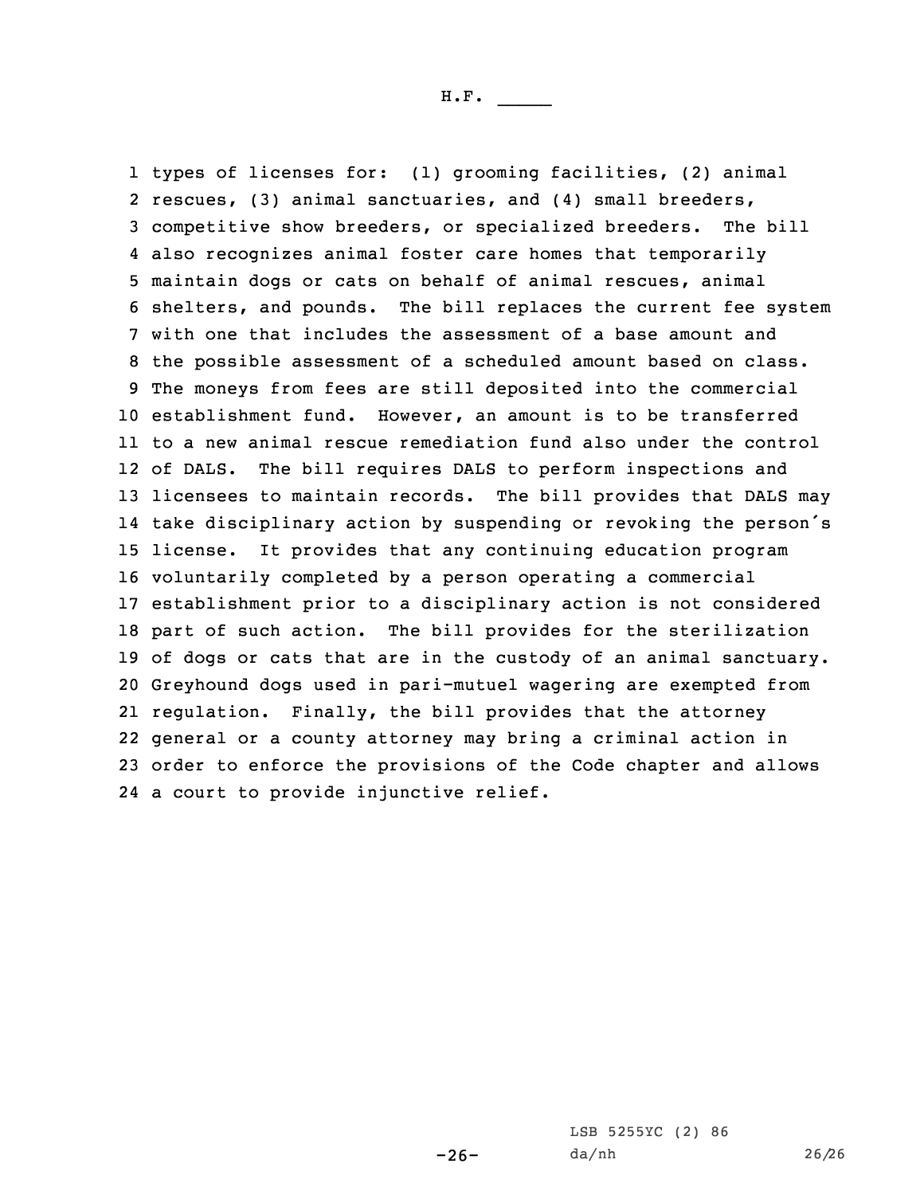types of licenses for: (1) grooming facilities, (2) animal rescues, (3) animal sanctuaries, and (4) small breeders, competitive show breeders, or specialized breeders. The bill also recognizes animal foster care homes that temporarily maintain dogs or cats on behalf of animal rescues, animal shelters, and pounds. The bill replaces the current fee system with one that includes the assessment of a base amount and the possible assessment of a scheduled amount based on class. The moneys from fees are still deposited into the commercial establishment fund. However, an amount is to be transferred to a new animal rescue remediation fund also under the control of DALS. The bill requires DALS to perform inspections and licensees to maintain records. The bill provides that DALS may take disciplinary action by suspending or revoking the person's license. It provides that any continuing education program voluntarily completed by a person operating a commercial establishment prior to a disciplinary action is not considered part of such action. The bill provides for the sterilization of dogs or cats that are in the custody of an animal sanctuary. Greyhound dogs used in pari-mutuel wagering are exempted from regulation. Finally, the bill provides that the attorney general or a county attorney may bring a criminal action in order to enforce the provisions of the Code chapter and allows a court to provide injunctive relief.